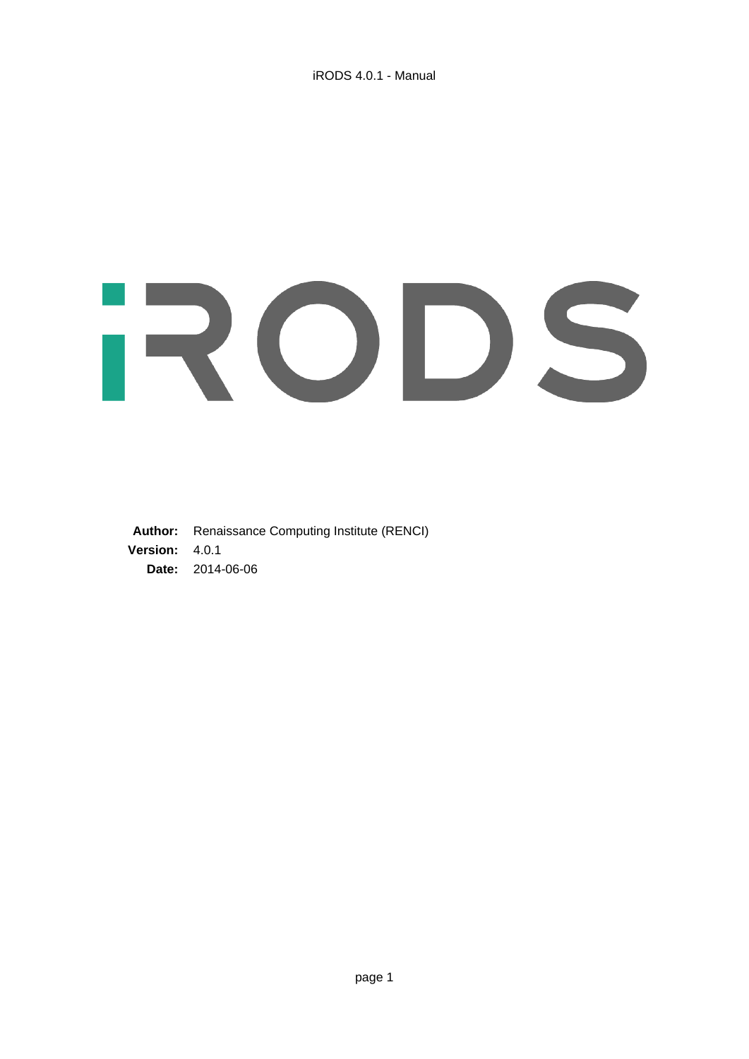# iRODS

**Author:** Renaissance Computing Institute (RENCI)
**Version:** 4.0.1
**Date:** 2014-06-06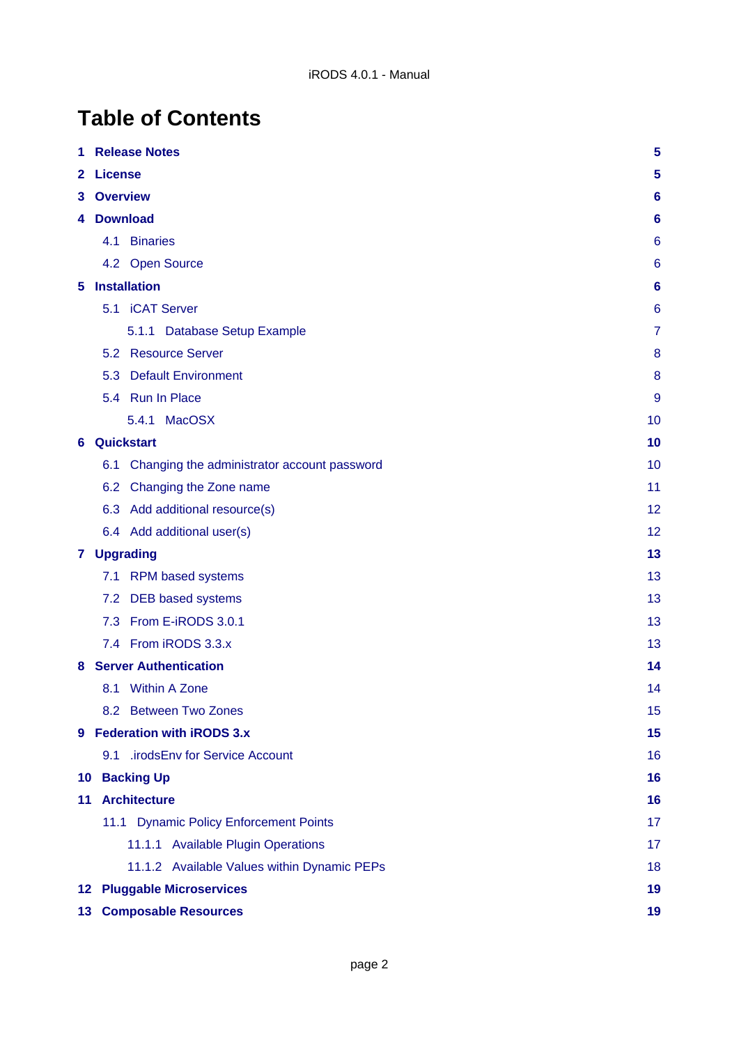# Table of Contents

- **1 Release Notes** 5
- **2 License** 5
- **3 Overview** 6
- **4 Download** 6
  - 4.1 Binaries 6
  - 4.2 Open Source 6
- **5 Installation** 6
  - 5.1 iCAT Server 6
    - 5.1.1 Database Setup Example 7
  - 5.2 Resource Server 8
  - 5.3 Default Environment 8
  - 5.4 Run In Place 9
    - 5.4.1 MacOSX 10
- **6 Quickstart** 10
  - 6.1 Changing the administrator account password 10
  - 6.2 Changing the Zone name 11
  - 6.3 Add additional resource(s) 12
  - 6.4 Add additional user(s) 12
- **7 Upgrading** 13
  - 7.1 RPM based systems 13
  - 7.2 DEB based systems 13
  - 7.3 From E-iRODS 3.0.1 13
  - 7.4 From iRODS 3.3.x 13
- **8 Server Authentication** 14
  - 8.1 Within A Zone 14
  - 8.2 Between Two Zones 15
- **9 Federation with iRODS 3.x** 15
  - 9.1 .irodsEnv for Service Account 16
- **10 Backing Up** 16
- **11 Architecture** 16
  - 11.1 Dynamic Policy Enforcement Points 17
    - 11.1.1 Available Plugin Operations 17
    - 11.1.2 Available Values within Dynamic PEPs 18
- **12 Pluggable Microservices** 19
- **13 Composable Resources** 19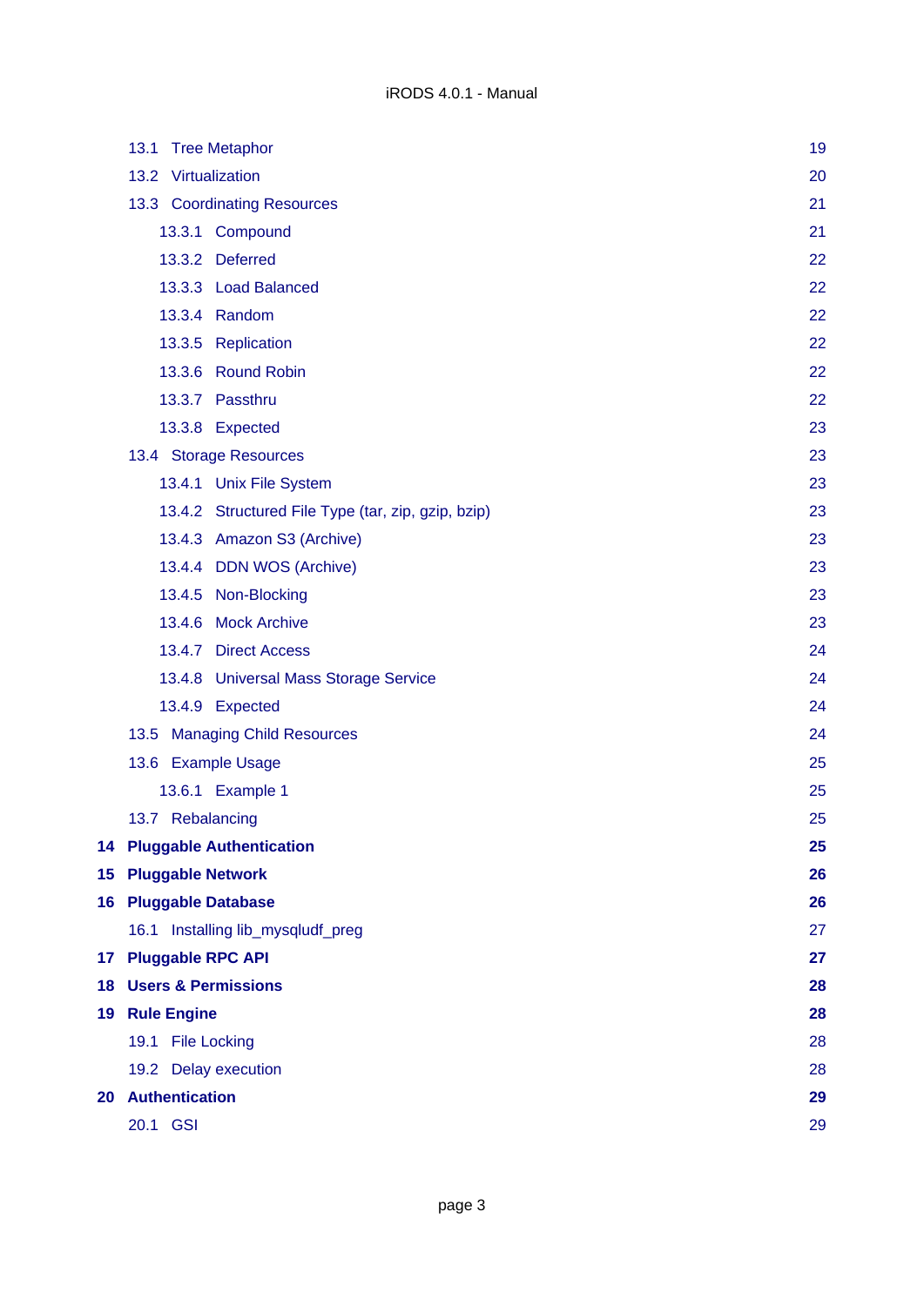- 13.1 Tree Metaphor — 19
- 13.2 Virtualization — 20
- 13.3 Coordinating Resources — 21
  - 13.3.1 Compound — 21
  - 13.3.2 Deferred — 22
  - 13.3.3 Load Balanced — 22
  - 13.3.4 Random — 22
  - 13.3.5 Replication — 22
  - 13.3.6 Round Robin — 22
  - 13.3.7 Passthru — 22
  - 13.3.8 Expected — 23
- 13.4 Storage Resources — 23
  - 13.4.1 Unix File System — 23
  - 13.4.2 Structured File Type (tar, zip, gzip, bzip) — 23
  - 13.4.3 Amazon S3 (Archive) — 23
  - 13.4.4 DDN WOS (Archive) — 23
  - 13.4.5 Non-Blocking — 23
  - 13.4.6 Mock Archive — 23
  - 13.4.7 Direct Access — 24
  - 13.4.8 Universal Mass Storage Service — 24
  - 13.4.9 Expected — 24
- 13.5 Managing Child Resources — 24
- 13.6 Example Usage — 25
  - 13.6.1 Example 1 — 25
- 13.7 Rebalancing — 25

**14 Pluggable Authentication — 25**

**15 Pluggable Network — 26**

**16 Pluggable Database — 26**

- 16.1 Installing lib_mysqludf_preg — 27

**17 Pluggable RPC API — 27**

**18 Users & Permissions — 28**

**19 Rule Engine — 28**

- 19.1 File Locking — 28
- 19.2 Delay execution — 28

**20 Authentication — 29**

- 20.1 GSI — 29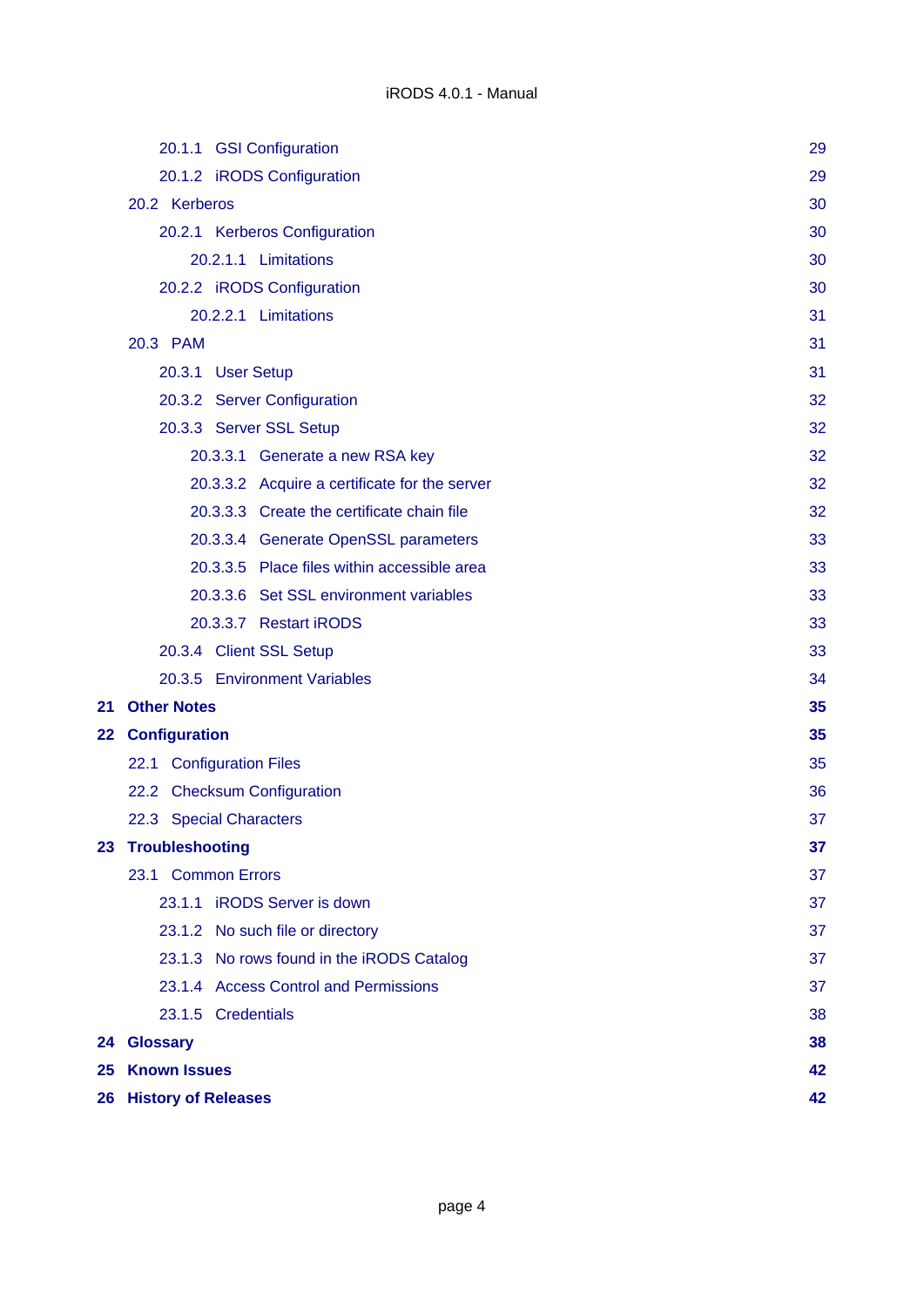- 20.1.1 GSI Configuration 29
- 20.1.2 iRODS Configuration 29
- 20.2 Kerberos 30
  - 20.2.1 Kerberos Configuration 30
    - 20.2.1.1 Limitations 30
  - 20.2.2 iRODS Configuration 30
    - 20.2.2.1 Limitations 31
- 20.3 PAM 31
  - 20.3.1 User Setup 31
  - 20.3.2 Server Configuration 32
  - 20.3.3 Server SSL Setup 32
    - 20.3.3.1 Generate a new RSA key 32
    - 20.3.3.2 Acquire a certificate for the server 32
    - 20.3.3.3 Create the certificate chain file 32
    - 20.3.3.4 Generate OpenSSL parameters 33
    - 20.3.3.5 Place files within accessible area 33
    - 20.3.3.6 Set SSL environment variables 33
    - 20.3.3.7 Restart iRODS 33
  - 20.3.4 Client SSL Setup 33
  - 20.3.5 Environment Variables 34

**21 Other Notes 35**

**22 Configuration 35**

- 22.1 Configuration Files 35
- 22.2 Checksum Configuration 36
- 22.3 Special Characters 37

**23 Troubleshooting 37**

- 23.1 Common Errors 37
  - 23.1.1 iRODS Server is down 37
  - 23.1.2 No such file or directory 37
  - 23.1.3 No rows found in the iRODS Catalog 37
  - 23.1.4 Access Control and Permissions 37
  - 23.1.5 Credentials 38

**24 Glossary 38**

**25 Known Issues 42**

**26 History of Releases 42**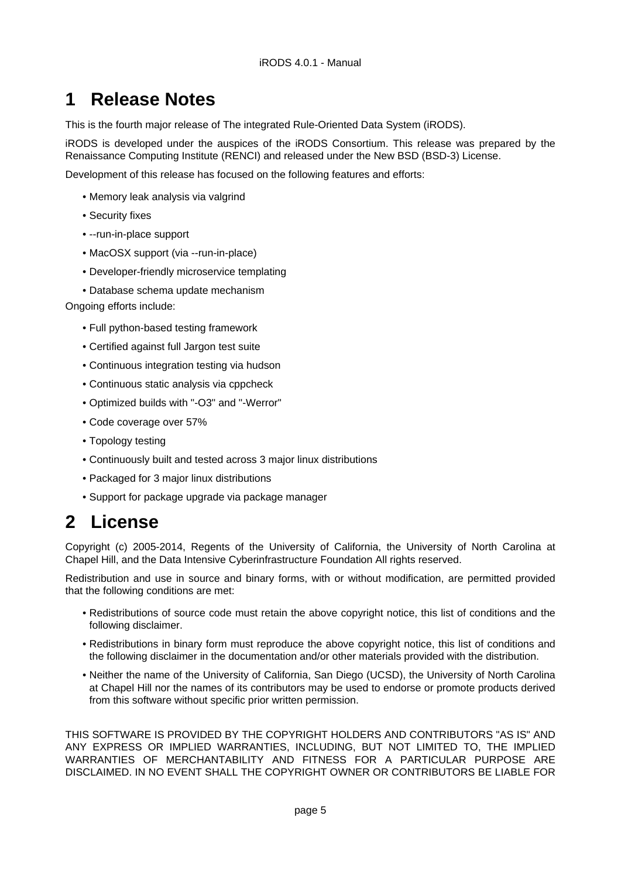# 1 Release Notes

This is the fourth major release of The integrated Rule-Oriented Data System (iRODS).

iRODS is developed under the auspices of the iRODS Consortium. This release was prepared by the Renaissance Computing Institute (RENCI) and released under the New BSD (BSD-3) License.

Development of this release has focused on the following features and efforts:

- Memory leak analysis via valgrind
- Security fixes
- --run-in-place support
- MacOSX support (via --run-in-place)
- Developer-friendly microservice templating
- Database schema update mechanism

Ongoing efforts include:

- Full python-based testing framework
- Certified against full Jargon test suite
- Continuous integration testing via hudson
- Continuous static analysis via cppcheck
- Optimized builds with "-O3" and "-Werror"
- Code coverage over 57%
- Topology testing
- Continuously built and tested across 3 major linux distributions
- Packaged for 3 major linux distributions
- Support for package upgrade via package manager

# 2 License

Copyright (c) 2005-2014, Regents of the University of California, the University of North Carolina at Chapel Hill, and the Data Intensive Cyberinfrastructure Foundation All rights reserved.

Redistribution and use in source and binary forms, with or without modification, are permitted provided that the following conditions are met:

- Redistributions of source code must retain the above copyright notice, this list of conditions and the following disclaimer.
- Redistributions in binary form must reproduce the above copyright notice, this list of conditions and the following disclaimer in the documentation and/or other materials provided with the distribution.
- Neither the name of the University of California, San Diego (UCSD), the University of North Carolina at Chapel Hill nor the names of its contributors may be used to endorse or promote products derived from this software without specific prior written permission.

THIS SOFTWARE IS PROVIDED BY THE COPYRIGHT HOLDERS AND CONTRIBUTORS "AS IS" AND ANY EXPRESS OR IMPLIED WARRANTIES, INCLUDING, BUT NOT LIMITED TO, THE IMPLIED WARRANTIES OF MERCHANTABILITY AND FITNESS FOR A PARTICULAR PURPOSE ARE DISCLAIMED. IN NO EVENT SHALL THE COPYRIGHT OWNER OR CONTRIBUTORS BE LIABLE FOR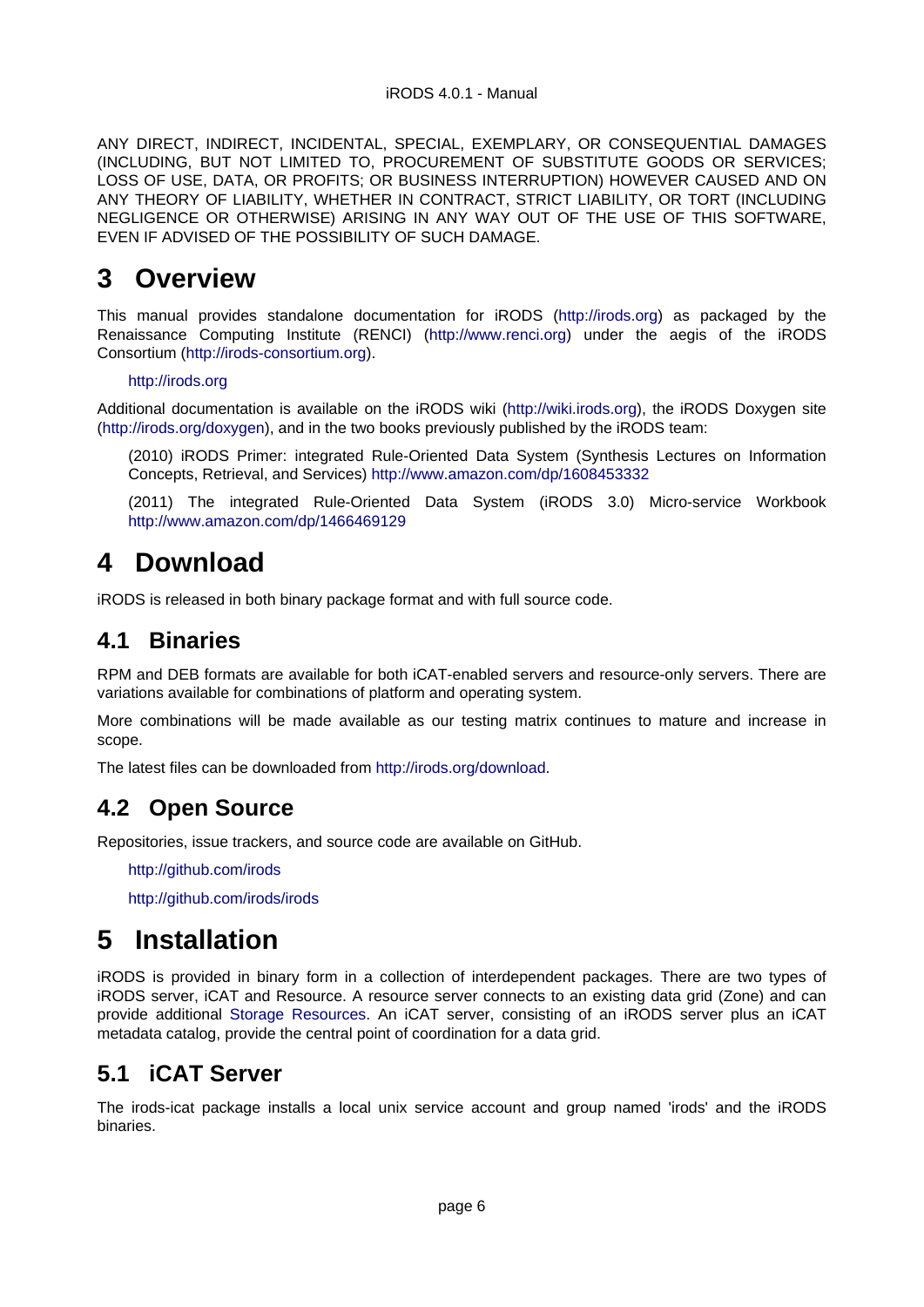ANY DIRECT, INDIRECT, INCIDENTAL, SPECIAL, EXEMPLARY, OR CONSEQUENTIAL DAMAGES (INCLUDING, BUT NOT LIMITED TO, PROCUREMENT OF SUBSTITUTE GOODS OR SERVICES; LOSS OF USE, DATA, OR PROFITS; OR BUSINESS INTERRUPTION) HOWEVER CAUSED AND ON ANY THEORY OF LIABILITY, WHETHER IN CONTRACT, STRICT LIABILITY, OR TORT (INCLUDING NEGLIGENCE OR OTHERWISE) ARISING IN ANY WAY OUT OF THE USE OF THIS SOFTWARE, EVEN IF ADVISED OF THE POSSIBILITY OF SUCH DAMAGE.

# 3 Overview

This manual provides standalone documentation for iRODS (http://irods.org) as packaged by the Renaissance Computing Institute (RENCI) (http://www.renci.org) under the aegis of the iRODS Consortium (http://irods-consortium.org).

> http://irods.org

Additional documentation is available on the iRODS wiki (http://wiki.irods.org), the iRODS Doxygen site (http://irods.org/doxygen), and in the two books previously published by the iRODS team:

> (2010) iRODS Primer: integrated Rule-Oriented Data System (Synthesis Lectures on Information Concepts, Retrieval, and Services) http://www.amazon.com/dp/1608453332

> (2011) The integrated Rule-Oriented Data System (iRODS 3.0) Micro-service Workbook http://www.amazon.com/dp/1466469129

# 4 Download

iRODS is released in both binary package format and with full source code.

## 4.1 Binaries

RPM and DEB formats are available for both iCAT-enabled servers and resource-only servers. There are variations available for combinations of platform and operating system.

More combinations will be made available as our testing matrix continues to mature and increase in scope.

The latest files can be downloaded from http://irods.org/download.

## 4.2 Open Source

Repositories, issue trackers, and source code are available on GitHub.

> http://github.com/irods
>
> http://github.com/irods/irods

# 5 Installation

iRODS is provided in binary form in a collection of interdependent packages. There are two types of iRODS server, iCAT and Resource. A resource server connects to an existing data grid (Zone) and can provide additional Storage Resources. An iCAT server, consisting of an iRODS server plus an iCAT metadata catalog, provide the central point of coordination for a data grid.

## 5.1 iCAT Server

The irods-icat package installs a local unix service account and group named 'irods' and the iRODS binaries.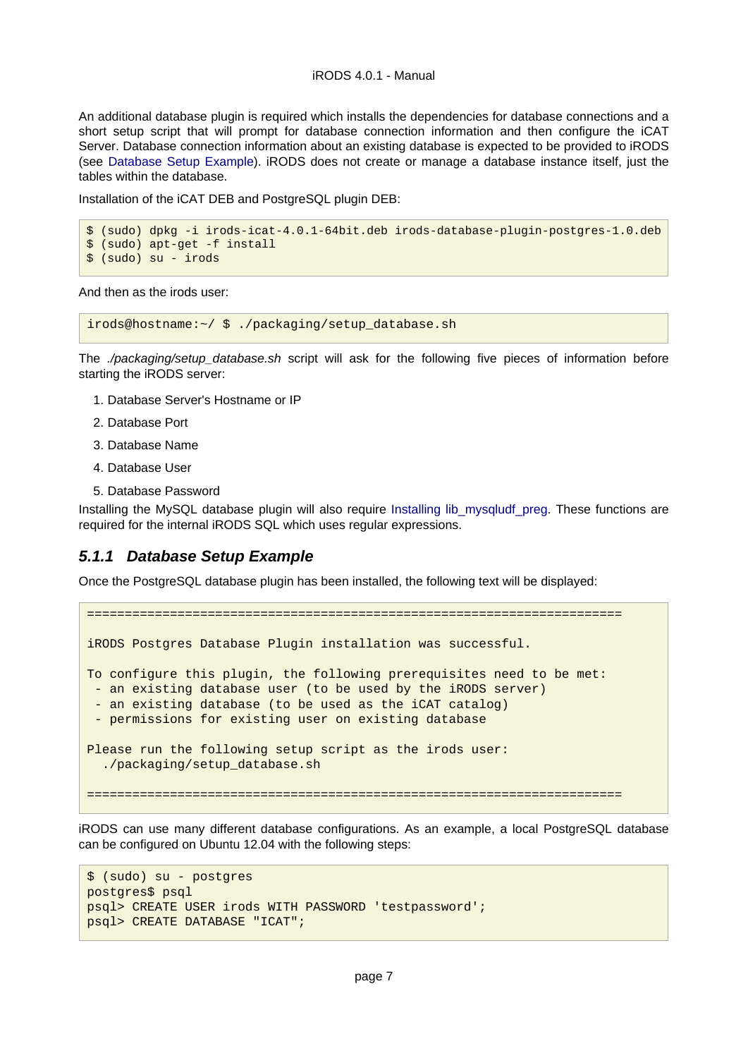An additional database plugin is required which installs the dependencies for database connections and a short setup script that will prompt for database connection information and then configure the iCAT Server. Database connection information about an existing database is expected to be provided to iRODS (see Database Setup Example). iRODS does not create or manage a database instance itself, just the tables within the database.

Installation of the iCAT DEB and PostgreSQL plugin DEB:

```
$ (sudo) dpkg -i irods-icat-4.0.1-64bit.deb irods-database-plugin-postgres-1.0.deb
$ (sudo) apt-get -f install
$ (sudo) su - irods
```

And then as the irods user:

```
irods@hostname:~/ $ ./packaging/setup_database.sh
```

The *./packaging/setup_database.sh* script will ask for the following five pieces of information before starting the iRODS server:

1. Database Server's Hostname or IP
2. Database Port
3. Database Name
4. Database User
5. Database Password

Installing the MySQL database plugin will also require Installing lib_mysqludf_preg. These functions are required for the internal iRODS SQL which uses regular expressions.

### 5.1.1 Database Setup Example

Once the PostgreSQL database plugin has been installed, the following text will be displayed:

```
=======================================================================

iRODS Postgres Database Plugin installation was successful.

To configure this plugin, the following prerequisites need to be met:
 - an existing database user (to be used by the iRODS server)
 - an existing database (to be used as the iCAT catalog)
 - permissions for existing user on existing database

Please run the following setup script as the irods user:
  ./packaging/setup_database.sh

=======================================================================
```

iRODS can use many different database configurations. As an example, a local PostgreSQL database can be configured on Ubuntu 12.04 with the following steps:

```
$ (sudo) su - postgres
postgres$ psql
psql> CREATE USER irods WITH PASSWORD 'testpassword';
psql> CREATE DATABASE "ICAT";
```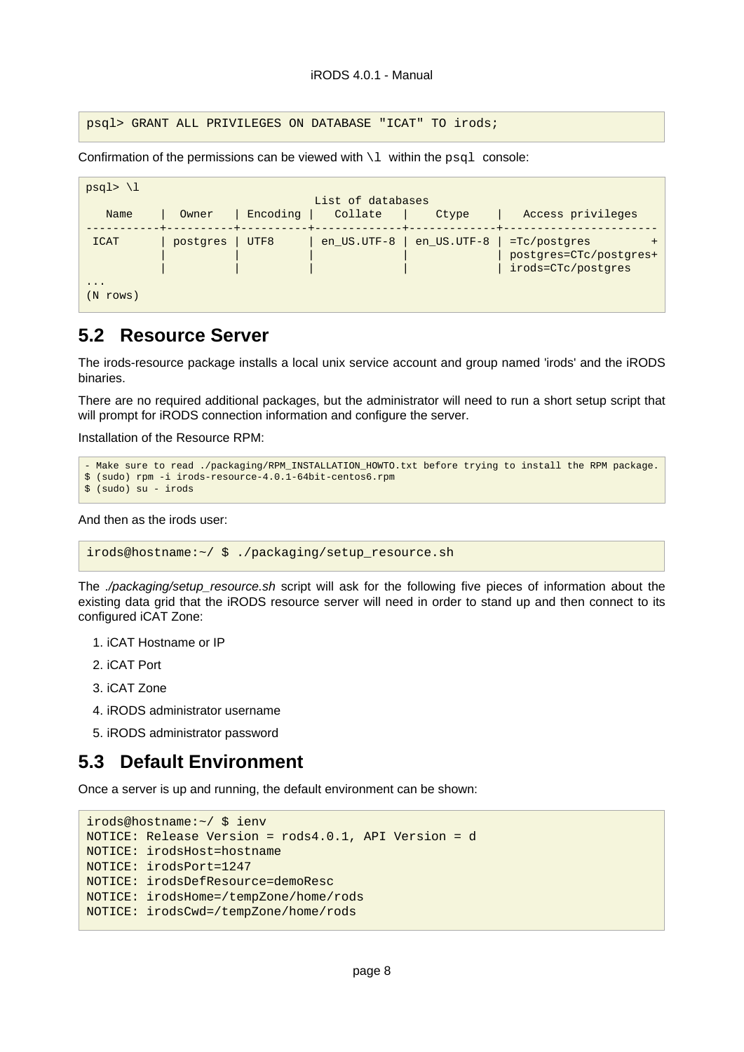```
psql> GRANT ALL PRIVILEGES ON DATABASE "ICAT" TO irods;
```

Confirmation of the permissions can be viewed with `\l` within the `psql` console:

```
psql> \l
                              List of databases
   Name    |  Owner   | Encoding |   Collate   |    Ctype    |   Access privileges
-----------+----------+----------+-------------+-------------+-----------------------
 ICAT      | postgres | UTF8     | en_US.UTF-8 | en_US.UTF-8 | =Tc/postgres         +
           |          |          |             |             | postgres=CTc/postgres+
           |          |          |             |             | irods=CTc/postgres
...
(N rows)
```

## 5.2 Resource Server

The irods-resource package installs a local unix service account and group named 'irods' and the iRODS binaries.

There are no required additional packages, but the administrator will need to run a short setup script that will prompt for iRODS connection information and configure the server.

Installation of the Resource RPM:

```
- Make sure to read ./packaging/RPM_INSTALLATION_HOWTO.txt before trying to install the RPM package.
$ (sudo) rpm -i irods-resource-4.0.1-64bit-centos6.rpm
$ (sudo) su - irods
```

And then as the irods user:

```
irods@hostname:~/ $ ./packaging/setup_resource.sh
```

The *./packaging/setup_resource.sh* script will ask for the following five pieces of information about the existing data grid that the iRODS resource server will need in order to stand up and then connect to its configured iCAT Zone:

1. iCAT Hostname or IP
2. iCAT Port
3. iCAT Zone
4. iRODS administrator username
5. iRODS administrator password

## 5.3 Default Environment

Once a server is up and running, the default environment can be shown:

```
irods@hostname:~/ $ ienv
NOTICE: Release Version = rods4.0.1, API Version = d
NOTICE: irodsHost=hostname
NOTICE: irodsPort=1247
NOTICE: irodsDefResource=demoResc
NOTICE: irodsHome=/tempZone/home/rods
NOTICE: irodsCwd=/tempZone/home/rods
```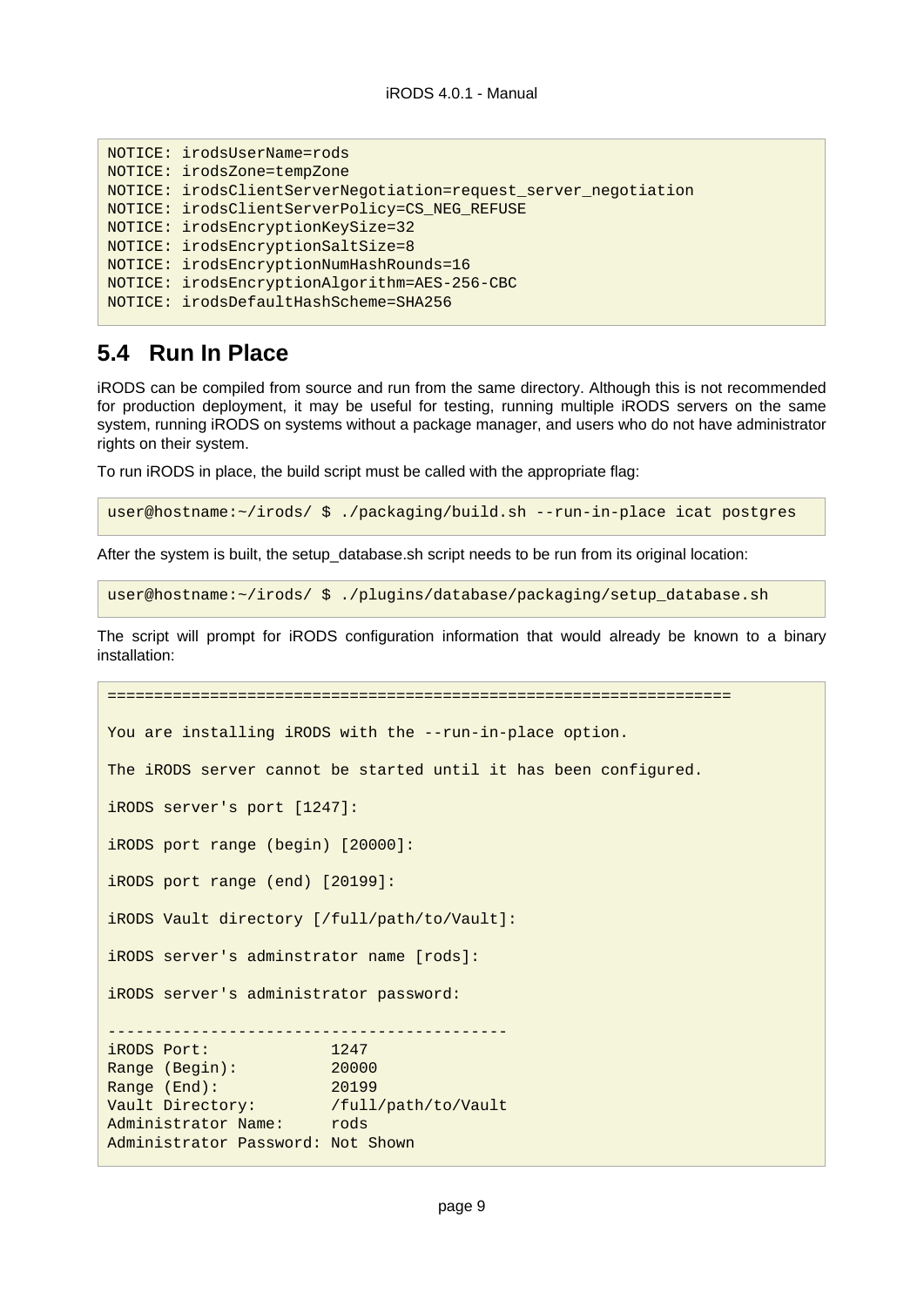```
NOTICE: irodsUserName=rods
NOTICE: irodsZone=tempZone
NOTICE: irodsClientServerNegotiation=request_server_negotiation
NOTICE: irodsClientServerPolicy=CS_NEG_REFUSE
NOTICE: irodsEncryptionKeySize=32
NOTICE: irodsEncryptionSaltSize=8
NOTICE: irodsEncryptionNumHashRounds=16
NOTICE: irodsEncryptionAlgorithm=AES-256-CBC
NOTICE: irodsDefaultHashScheme=SHA256
```

## 5.4 Run In Place

iRODS can be compiled from source and run from the same directory. Although this is not recommended for production deployment, it may be useful for testing, running multiple iRODS servers on the same system, running iRODS on systems without a package manager, and users who do not have administrator rights on their system.

To run iRODS in place, the build script must be called with the appropriate flag:

```
user@hostname:~/irods/ $ ./packaging/build.sh --run-in-place icat postgres
```

After the system is built, the setup_database.sh script needs to be run from its original location:

```
user@hostname:~/irods/ $ ./plugins/database/packaging/setup_database.sh
```

The script will prompt for iRODS configuration information that would already be known to a binary installation:

```
===================================================================

You are installing iRODS with the --run-in-place option.

The iRODS server cannot be started until it has been configured.

iRODS server's port [1247]:

iRODS port range (begin) [20000]:

iRODS port range (end) [20199]:

iRODS Vault directory [/full/path/to/Vault]:

iRODS server's adminstrator name [rods]:

iRODS server's administrator password:

-------------------------------------------
iRODS Port:             1247
Range (Begin):          20000
Range (End):            20199
Vault Directory:        /full/path/to/Vault
Administrator Name:     rods
Administrator Password: Not Shown
```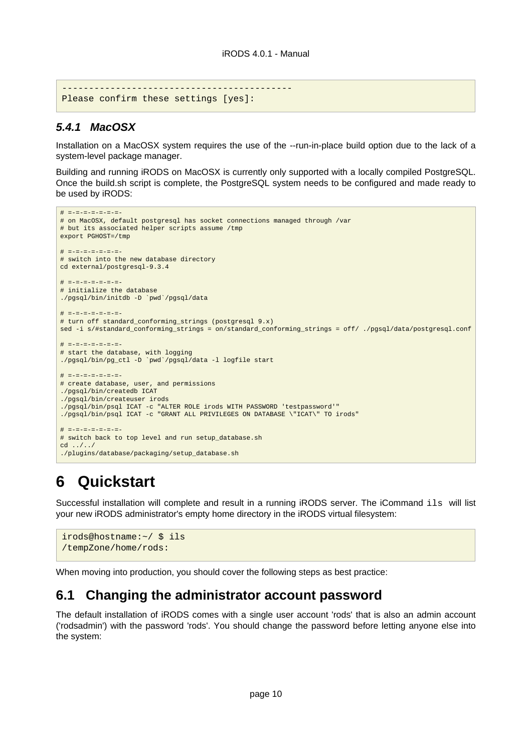```
------------------------------------------
Please confirm these settings [yes]:
```

### 5.4.1 MacOSX

Installation on a MacOSX system requires the use of the --run-in-place build option due to the lack of a system-level package manager.

Building and running iRODS on MacOSX is currently only supported with a locally compiled PostgreSQL. Once the build.sh script is complete, the PostgreSQL system needs to be configured and made ready to be used by iRODS:

```
# =-=-=-=-=-=-=-
# on MacOSX, default postgresql has socket connections managed through /var
# but its associated helper scripts assume /tmp
export PGHOST=/tmp

# =-=-=-=-=-=-=-
# switch into the new database directory
cd external/postgresql-9.3.4

# =-=-=-=-=-=-=-
# initialize the database
./pgsql/bin/initdb -D `pwd`/pgsql/data

# =-=-=-=-=-=-=-
# turn off standard_conforming_strings (postgresql 9.x)
sed -i s/#standard_conforming_strings = on/standard_conforming_strings = off/ ./pgsql/data/postgresql.conf

# =-=-=-=-=-=-=-
# start the database, with logging
./pgsql/bin/pg_ctl -D `pwd`/pgsql/data -l logfile start

# =-=-=-=-=-=-=-
# create database, user, and permissions
./pgsql/bin/createdb ICAT
./pgsql/bin/createuser irods
./pgsql/bin/psql ICAT -c "ALTER ROLE irods WITH PASSWORD 'testpassword'"
./pgsql/bin/psql ICAT -c "GRANT ALL PRIVILEGES ON DATABASE \"ICAT\" TO irods"

# =-=-=-=-=-=-=-
# switch back to top level and run setup_database.sh
cd ../../
./plugins/database/packaging/setup_database.sh
```

# 6 Quickstart

Successful installation will complete and result in a running iRODS server. The iCommand `ils` will list your new iRODS administrator's empty home directory in the iRODS virtual filesystem:

```
irods@hostname:~/ $ ils
/tempZone/home/rods:
```

When moving into production, you should cover the following steps as best practice:

## 6.1 Changing the administrator account password

The default installation of iRODS comes with a single user account 'rods' that is also an admin account ('rodsadmin') with the password 'rods'. You should change the password before letting anyone else into the system: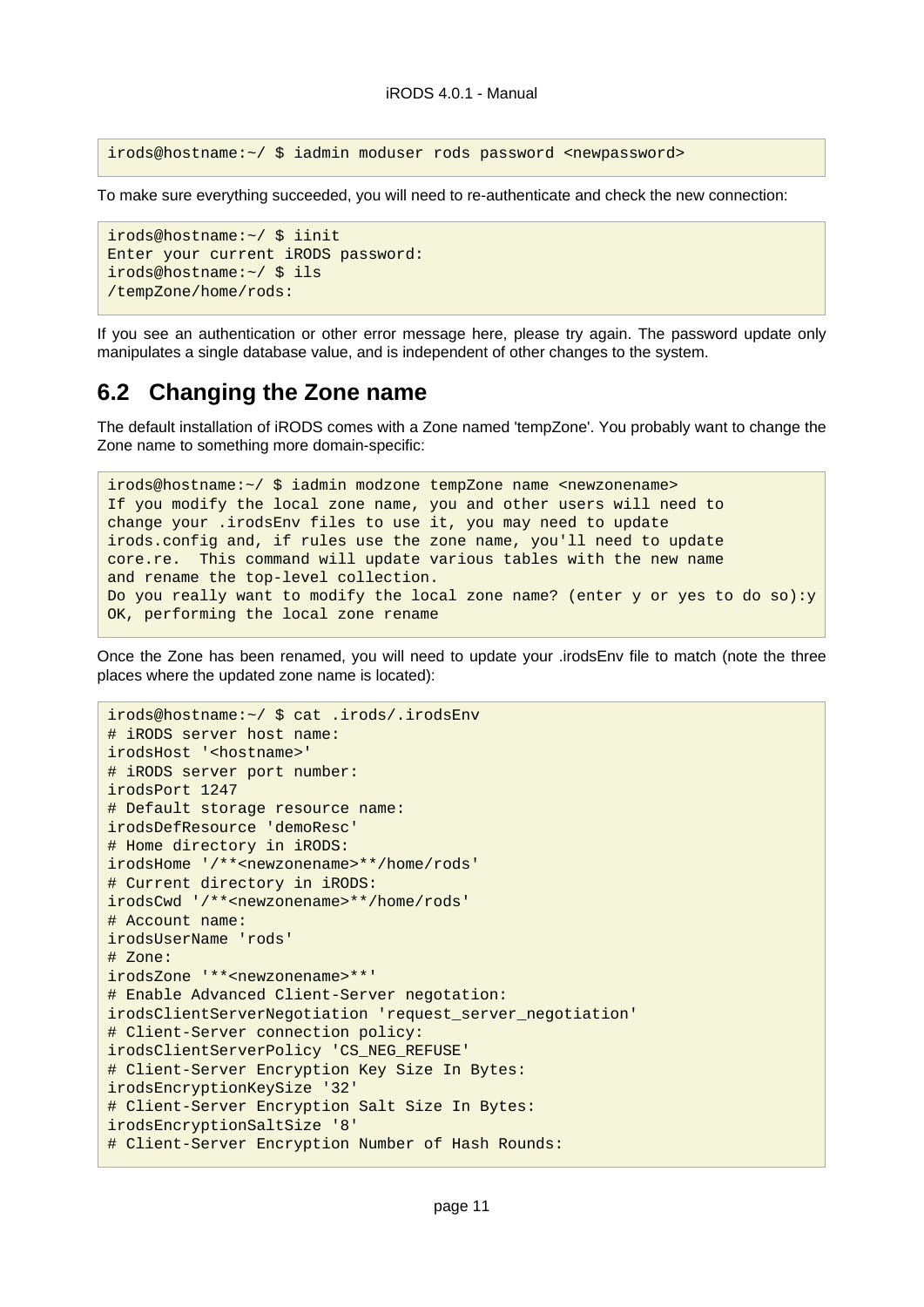```
irods@hostname:~/ $ iadmin moduser rods password <newpassword>
```

To make sure everything succeeded, you will need to re-authenticate and check the new connection:

```
irods@hostname:~/ $ iinit
Enter your current iRODS password:
irods@hostname:~/ $ ils
/tempZone/home/rods:
```

If you see an authentication or other error message here, please try again. The password update only manipulates a single database value, and is independent of other changes to the system.

## 6.2 Changing the Zone name

The default installation of iRODS comes with a Zone named 'tempZone'. You probably want to change the Zone name to something more domain-specific:

```
irods@hostname:~/ $ iadmin modzone tempZone name <newzonename>
If you modify the local zone name, you and other users will need to
change your .irodsEnv files to use it, you may need to update
irods.config and, if rules use the zone name, you'll need to update
core.re.  This command will update various tables with the new name
and rename the top-level collection.
Do you really want to modify the local zone name? (enter y or yes to do so):y
OK, performing the local zone rename
```

Once the Zone has been renamed, you will need to update your .irodsEnv file to match (note the three places where the updated zone name is located):

```
irods@hostname:~/ $ cat .irods/.irodsEnv
# iRODS server host name:
irodsHost '<hostname>'
# iRODS server port number:
irodsPort 1247
# Default storage resource name:
irodsDefResource 'demoResc'
# Home directory in iRODS:
irodsHome '/**<newzonename>**/home/rods'
# Current directory in iRODS:
irodsCwd '/**<newzonename>**/home/rods'
# Account name:
irodsUserName 'rods'
# Zone:
irodsZone '**<newzonename>**'
# Enable Advanced Client-Server negotation:
irodsClientServerNegotiation 'request_server_negotiation'
# Client-Server connection policy:
irodsClientServerPolicy 'CS_NEG_REFUSE'
# Client-Server Encryption Key Size In Bytes:
irodsEncryptionKeySize '32'
# Client-Server Encryption Salt Size In Bytes:
irodsEncryptionSaltSize '8'
# Client-Server Encryption Number of Hash Rounds:
```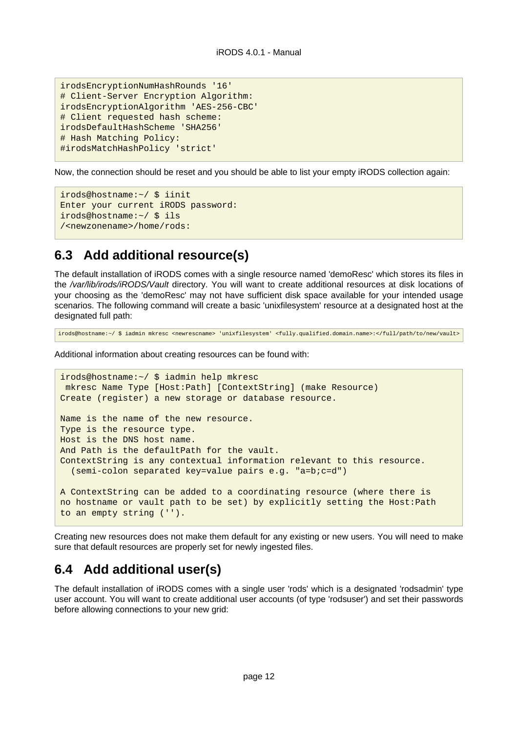```
irodsEncryptionNumHashRounds '16'
# Client-Server Encryption Algorithm:
irodsEncryptionAlgorithm 'AES-256-CBC'
# Client requested hash scheme:
irodsDefaultHashScheme 'SHA256'
# Hash Matching Policy:
#irodsMatchHashPolicy 'strict'
```

Now, the connection should be reset and you should be able to list your empty iRODS collection again:

```
irods@hostname:~/ $ iinit
Enter your current iRODS password:
irods@hostname:~/ $ ils
/<newzonename>/home/rods:
```

## 6.3 Add additional resource(s)

The default installation of iRODS comes with a single resource named 'demoResc' which stores its files in the */var/lib/irods/iRODS/Vault* directory. You will want to create additional resources at disk locations of your choosing as the 'demoResc' may not have sufficient disk space available for your intended usage scenarios. The following command will create a basic 'unixfilesystem' resource at a designated host at the designated full path:

```
irods@hostname:~/ $ iadmin mkresc <newrescname> 'unixfilesystem' <fully.qualified.domain.name>:</full/path/to/new/vault>
```

Additional information about creating resources can be found with:

```
irods@hostname:~/ $ iadmin help mkresc
 mkresc Name Type [Host:Path] [ContextString] (make Resource)
Create (register) a new storage or database resource.

Name is the name of the new resource.
Type is the resource type.
Host is the DNS host name.
And Path is the defaultPath for the vault.
ContextString is any contextual information relevant to this resource.
  (semi-colon separated key=value pairs e.g. "a=b;c=d")

A ContextString can be added to a coordinating resource (where there is
no hostname or vault path to be set) by explicitly setting the Host:Path
to an empty string ('').
```

Creating new resources does not make them default for any existing or new users. You will need to make sure that default resources are properly set for newly ingested files.

## 6.4 Add additional user(s)

The default installation of iRODS comes with a single user 'rods' which is a designated 'rodsadmin' type user account. You will want to create additional user accounts (of type 'rodsuser') and set their passwords before allowing connections to your new grid: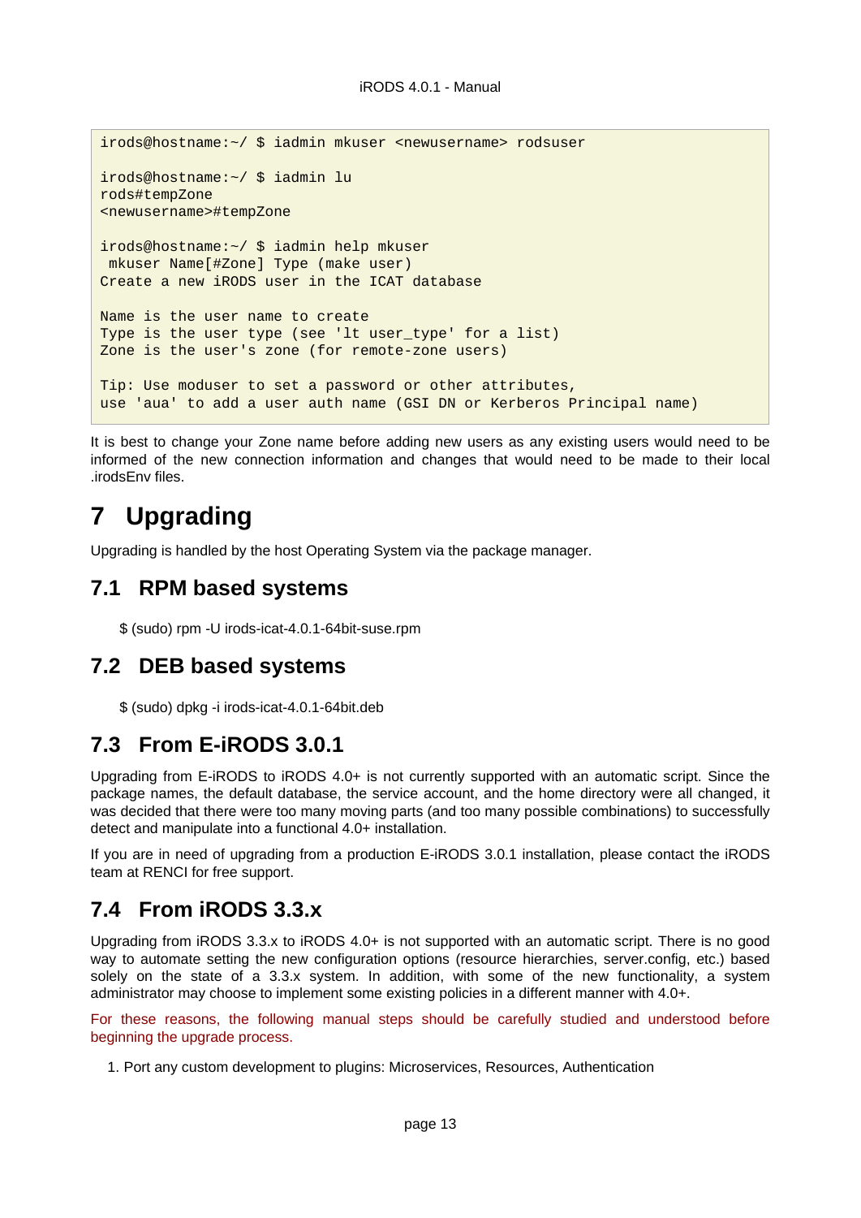```
irods@hostname:~/ $ iadmin mkuser <newusername> rodsuser

irods@hostname:~/ $ iadmin lu
rods#tempZone
<newusername>#tempZone

irods@hostname:~/ $ iadmin help mkuser
 mkuser Name[#Zone] Type (make user)
Create a new iRODS user in the ICAT database

Name is the user name to create
Type is the user type (see 'lt user_type' for a list)
Zone is the user's zone (for remote-zone users)

Tip: Use moduser to set a password or other attributes,
use 'aua' to add a user auth name (GSI DN or Kerberos Principal name)
```

It is best to change your Zone name before adding new users as any existing users would need to be informed of the new connection information and changes that would need to be made to their local .irodsEnv files.

# 7 Upgrading

Upgrading is handled by the host Operating System via the package manager.

## 7.1 RPM based systems

$ (sudo) rpm -U irods-icat-4.0.1-64bit-suse.rpm

## 7.2 DEB based systems

$ (sudo) dpkg -i irods-icat-4.0.1-64bit.deb

## 7.3 From E-iRODS 3.0.1

Upgrading from E-iRODS to iRODS 4.0+ is not currently supported with an automatic script. Since the package names, the default database, the service account, and the home directory were all changed, it was decided that there were too many moving parts (and too many possible combinations) to successfully detect and manipulate into a functional 4.0+ installation.

If you are in need of upgrading from a production E-iRODS 3.0.1 installation, please contact the iRODS team at RENCI for free support.

## 7.4 From iRODS 3.3.x

Upgrading from iRODS 3.3.x to iRODS 4.0+ is not supported with an automatic script. There is no good way to automate setting the new configuration options (resource hierarchies, server.config, etc.) based solely on the state of a 3.3.x system. In addition, with some of the new functionality, a system administrator may choose to implement some existing policies in a different manner with 4.0+.

For these reasons, the following manual steps should be carefully studied and understood before beginning the upgrade process.

1. Port any custom development to plugins: Microservices, Resources, Authentication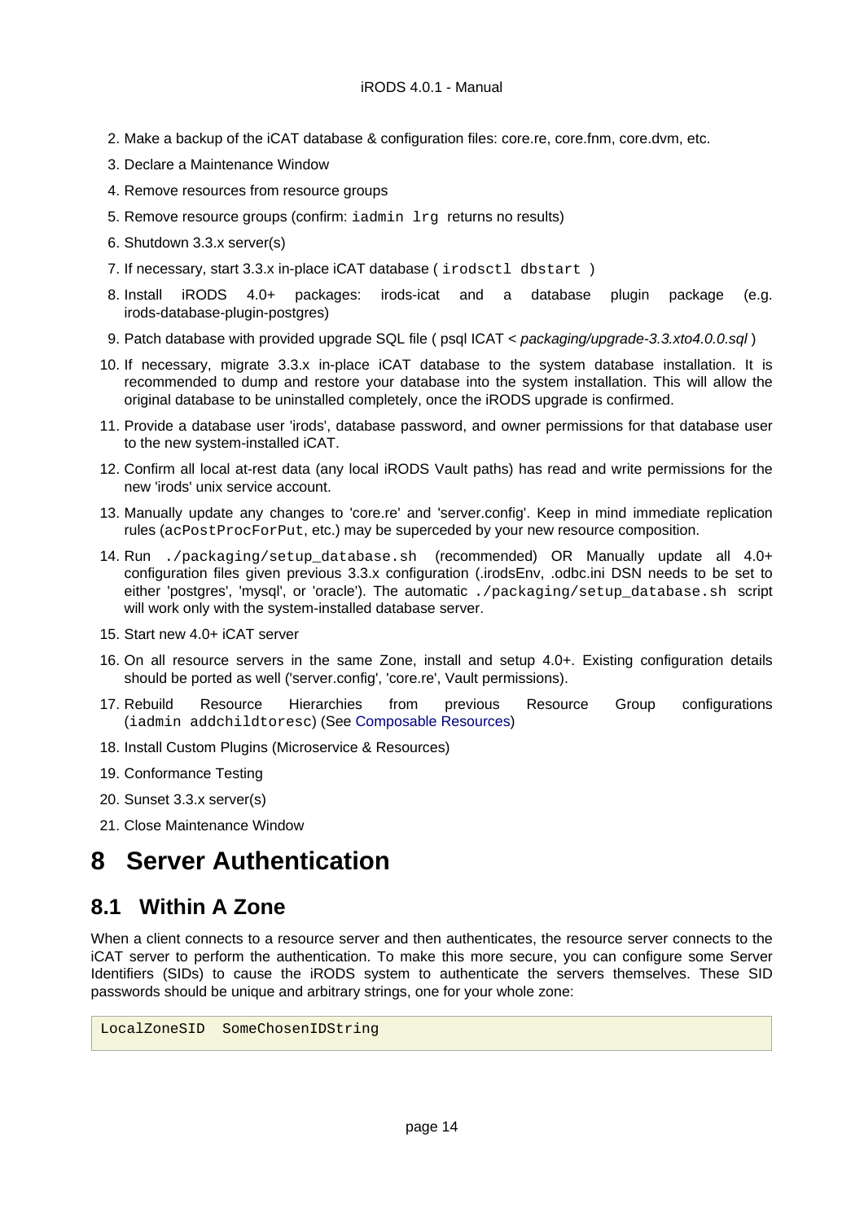2. Make a backup of the iCAT database & configuration files: core.re, core.fnm, core.dvm, etc.
3. Declare a Maintenance Window
4. Remove resources from resource groups
5. Remove resource groups (confirm: `iadmin lrg` returns no results)
6. Shutdown 3.3.x server(s)
7. If necessary, start 3.3.x in-place iCAT database ( `irodsctl dbstart` )
8. Install iRODS 4.0+ packages: irods-icat and a database plugin package (e.g. irods-database-plugin-postgres)
9. Patch database with provided upgrade SQL file ( psql ICAT < *packaging/upgrade-3.3.xto4.0.0.sql* )
10. If necessary, migrate 3.3.x in-place iCAT database to the system database installation. It is recommended to dump and restore your database into the system installation. This will allow the original database to be uninstalled completely, once the iRODS upgrade is confirmed.
11. Provide a database user 'irods', database password, and owner permissions for that database user to the new system-installed iCAT.
12. Confirm all local at-rest data (any local iRODS Vault paths) has read and write permissions for the new 'irods' unix service account.
13. Manually update any changes to 'core.re' and 'server.config'. Keep in mind immediate replication rules (`acPostProcForPut`, etc.) may be superceded by your new resource composition.
14. Run `./packaging/setup_database.sh` (recommended) OR Manually update all 4.0+ configuration files given previous 3.3.x configuration (.irodsEnv, .odbc.ini DSN needs to be set to either 'postgres', 'mysql', or 'oracle'). The automatic `./packaging/setup_database.sh` script will work only with the system-installed database server.
15. Start new 4.0+ iCAT server
16. On all resource servers in the same Zone, install and setup 4.0+. Existing configuration details should be ported as well ('server.config', 'core.re', Vault permissions).
17. Rebuild Resource Hierarchies from previous Resource Group configurations (`iadmin addchildtoresc`) (See Composable Resources)
18. Install Custom Plugins (Microservice & Resources)
19. Conformance Testing
20. Sunset 3.3.x server(s)
21. Close Maintenance Window

# 8 Server Authentication

## 8.1 Within A Zone

When a client connects to a resource server and then authenticates, the resource server connects to the iCAT server to perform the authentication. To make this more secure, you can configure some Server Identifiers (SIDs) to cause the iRODS system to authenticate the servers themselves. These SID passwords should be unique and arbitrary strings, one for your whole zone:

```
LocalZoneSID  SomeChosenIDString
```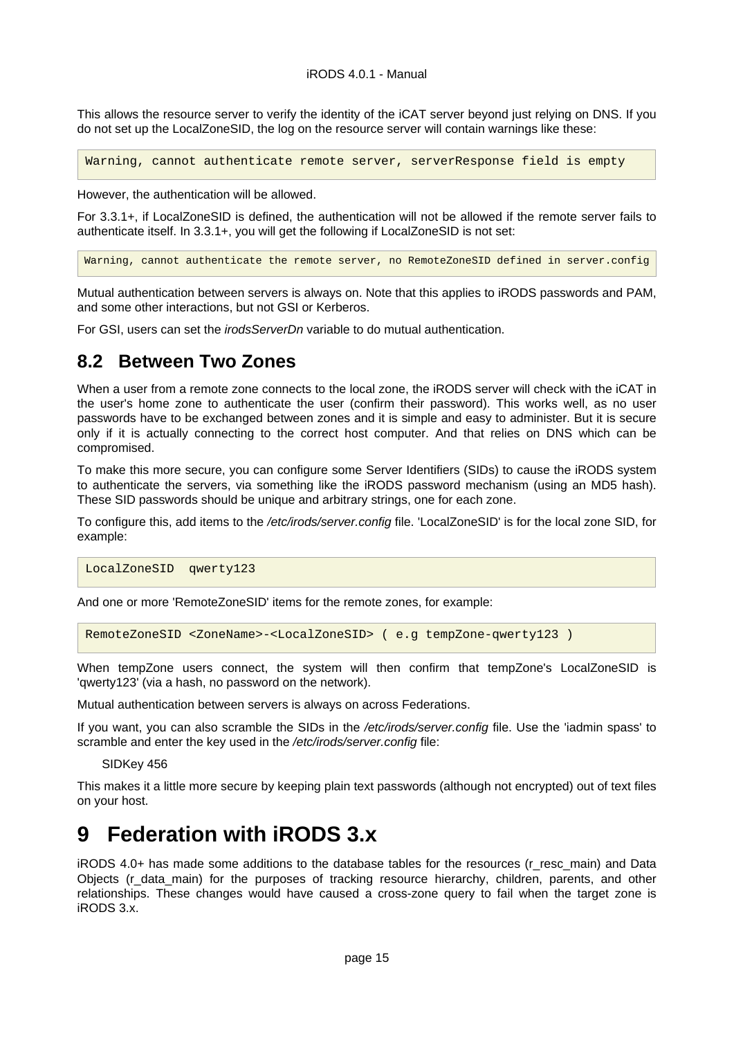This allows the resource server to verify the identity of the iCAT server beyond just relying on DNS. If you do not set up the LocalZoneSID, the log on the resource server will contain warnings like these:

```
Warning, cannot authenticate remote server, serverResponse field is empty
```

However, the authentication will be allowed.

For 3.3.1+, if LocalZoneSID is defined, the authentication will not be allowed if the remote server fails to authenticate itself. In 3.3.1+, you will get the following if LocalZoneSID is not set:

```
Warning, cannot authenticate the remote server, no RemoteZoneSID defined in server.config
```

Mutual authentication between servers is always on. Note that this applies to iRODS passwords and PAM, and some other interactions, but not GSI or Kerberos.

For GSI, users can set the *irodsServerDn* variable to do mutual authentication.

## 8.2 Between Two Zones

When a user from a remote zone connects to the local zone, the iRODS server will check with the iCAT in the user's home zone to authenticate the user (confirm their password). This works well, as no user passwords have to be exchanged between zones and it is simple and easy to administer. But it is secure only if it is actually connecting to the correct host computer. And that relies on DNS which can be compromised.

To make this more secure, you can configure some Server Identifiers (SIDs) to cause the iRODS system to authenticate the servers, via something like the iRODS password mechanism (using an MD5 hash). These SID passwords should be unique and arbitrary strings, one for each zone.

To configure this, add items to the */etc/irods/server.config* file. 'LocalZoneSID' is for the local zone SID, for example:

```
LocalZoneSID  qwerty123
```

And one or more 'RemoteZoneSID' items for the remote zones, for example:

```
RemoteZoneSID <ZoneName>-<LocalZoneSID> ( e.g tempZone-qwerty123 )
```

When tempZone users connect, the system will then confirm that tempZone's LocalZoneSID is 'qwerty123' (via a hash, no password on the network).

Mutual authentication between servers is always on across Federations.

If you want, you can also scramble the SIDs in the */etc/irods/server.config* file. Use the 'iadmin spass' to scramble and enter the key used in the */etc/irods/server.config* file:

SIDKey 456

This makes it a little more secure by keeping plain text passwords (although not encrypted) out of text files on your host.

# 9 Federation with iRODS 3.x

iRODS 4.0+ has made some additions to the database tables for the resources (r_resc_main) and Data Objects (r_data_main) for the purposes of tracking resource hierarchy, children, parents, and other relationships. These changes would have caused a cross-zone query to fail when the target zone is iRODS 3.x.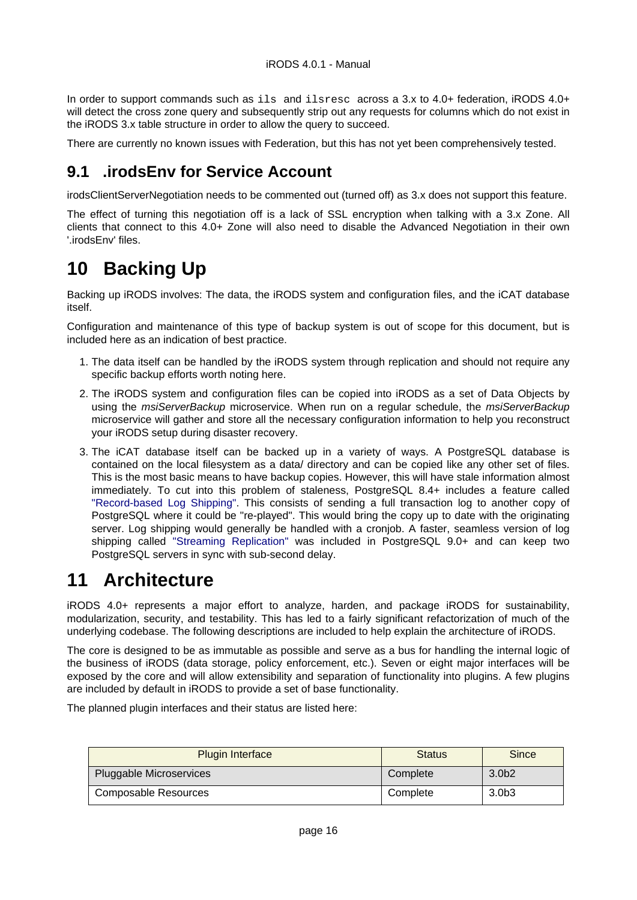In order to support commands such as `ils` and `ilsresc` across a 3.x to 4.0+ federation, iRODS 4.0+ will detect the cross zone query and subsequently strip out any requests for columns which do not exist in the iRODS 3.x table structure in order to allow the query to succeed.

There are currently no known issues with Federation, but this has not yet been comprehensively tested.

## 9.1 .irodsEnv for Service Account

irodsClientServerNegotiation needs to be commented out (turned off) as 3.x does not support this feature.

The effect of turning this negotiation off is a lack of SSL encryption when talking with a 3.x Zone. All clients that connect to this 4.0+ Zone will also need to disable the Advanced Negotiation in their own '.irodsEnv' files.

# 10 Backing Up

Backing up iRODS involves: The data, the iRODS system and configuration files, and the iCAT database itself.

Configuration and maintenance of this type of backup system is out of scope for this document, but is included here as an indication of best practice.

1. The data itself can be handled by the iRODS system through replication and should not require any specific backup efforts worth noting here.
2. The iRODS system and configuration files can be copied into iRODS as a set of Data Objects by using the *msiServerBackup* microservice. When run on a regular schedule, the *msiServerBackup* microservice will gather and store all the necessary configuration information to help you reconstruct your iRODS setup during disaster recovery.
3. The iCAT database itself can be backed up in a variety of ways. A PostgreSQL database is contained on the local filesystem as a data/ directory and can be copied like any other set of files. This is the most basic means to have backup copies. However, this will have stale information almost immediately. To cut into this problem of staleness, PostgreSQL 8.4+ includes a feature called "Record-based Log Shipping". This consists of sending a full transaction log to another copy of PostgreSQL where it could be "re-played". This would bring the copy up to date with the originating server. Log shipping would generally be handled with a cronjob. A faster, seamless version of log shipping called "Streaming Replication" was included in PostgreSQL 9.0+ and can keep two PostgreSQL servers in sync with sub-second delay.

# 11 Architecture

iRODS 4.0+ represents a major effort to analyze, harden, and package iRODS for sustainability, modularization, security, and testability. This has led to a fairly significant refactorization of much of the underlying codebase. The following descriptions are included to help explain the architecture of iRODS.

The core is designed to be as immutable as possible and serve as a bus for handling the internal logic of the business of iRODS (data storage, policy enforcement, etc.). Seven or eight major interfaces will be exposed by the core and will allow extensibility and separation of functionality into plugins. A few plugins are included by default in iRODS to provide a set of base functionality.

The planned plugin interfaces and their status are listed here:

| Plugin Interface | Status | Since |
|---|---|---|
| Pluggable Microservices | Complete | 3.0b2 |
| Composable Resources | Complete | 3.0b3 |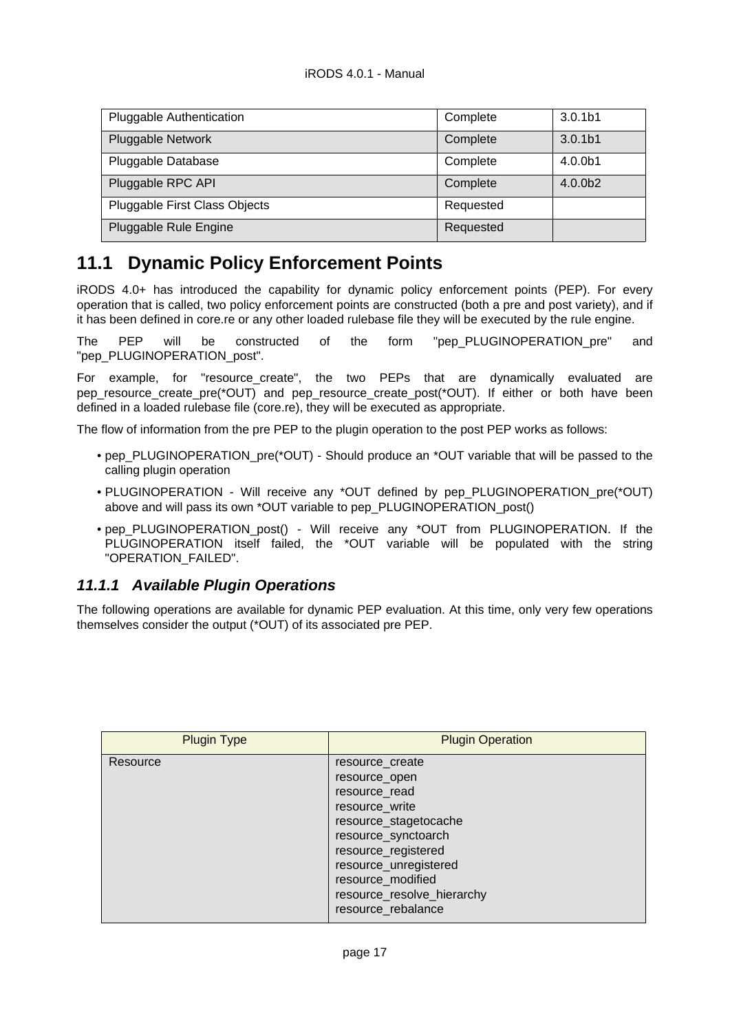| Pluggable Authentication | Complete | 3.0.1b1 |
|---|---|---|
| Pluggable Network | Complete | 3.0.1b1 |
| Pluggable Database | Complete | 4.0.0b1 |
| Pluggable RPC API | Complete | 4.0.0b2 |
| Pluggable First Class Objects | Requested | |
| Pluggable Rule Engine | Requested | |

## 11.1 Dynamic Policy Enforcement Points

iRODS 4.0+ has introduced the capability for dynamic policy enforcement points (PEP). For every operation that is called, two policy enforcement points are constructed (both a pre and post variety), and if it has been defined in core.re or any other loaded rulebase file they will be executed by the rule engine.

The PEP will be constructed of the form "pep_PLUGINOPERATION_pre" and "pep_PLUGINOPERATION_post".

For example, for "resource_create", the two PEPs that are dynamically evaluated are pep_resource_create_pre(*OUT) and pep_resource_create_post(*OUT). If either or both have been defined in a loaded rulebase file (core.re), they will be executed as appropriate.

The flow of information from the pre PEP to the plugin operation to the post PEP works as follows:

- pep_PLUGINOPERATION_pre(*OUT) - Should produce an *OUT variable that will be passed to the calling plugin operation
- PLUGINOPERATION - Will receive any *OUT defined by pep_PLUGINOPERATION_pre(*OUT) above and will pass its own *OUT variable to pep_PLUGINOPERATION_post()
- pep_PLUGINOPERATION_post() - Will receive any *OUT from PLUGINOPERATION. If the PLUGINOPERATION itself failed, the *OUT variable will be populated with the string "OPERATION_FAILED".

### *11.1.1 Available Plugin Operations*

The following operations are available for dynamic PEP evaluation. At this time, only very few operations themselves consider the output (*OUT) of its associated pre PEP.

| Plugin Type | Plugin Operation |
|---|---|
| Resource | resource_create<br>resource_open<br>resource_read<br>resource_write<br>resource_stagetocache<br>resource_synctoarch<br>resource_registered<br>resource_unregistered<br>resource_modified<br>resource_resolve_hierarchy<br>resource_rebalance |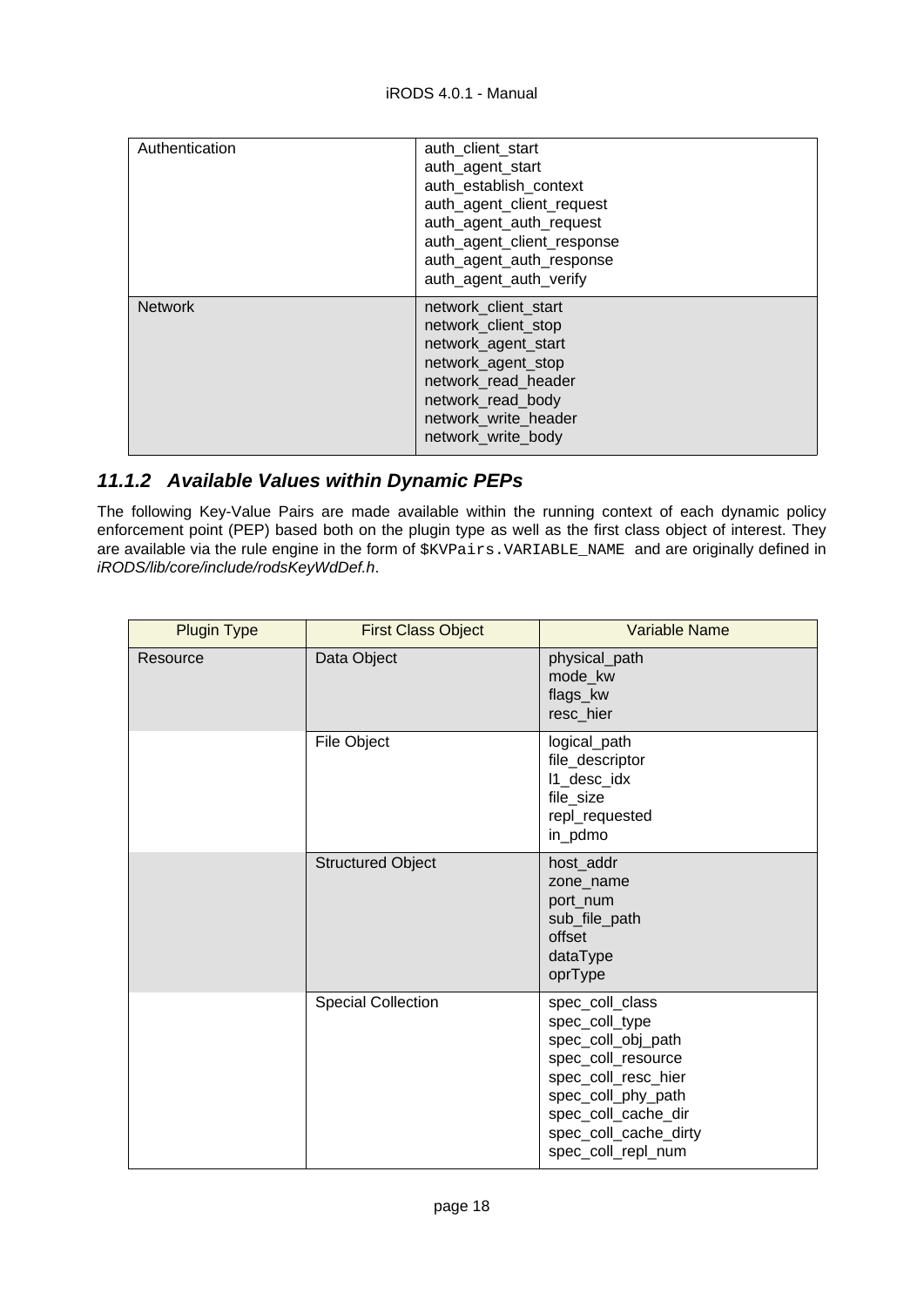| Authentication | auth_client_start<br>auth_agent_start<br>auth_establish_context<br>auth_agent_client_request<br>auth_agent_auth_request<br>auth_agent_client_response<br>auth_agent_auth_response<br>auth_agent_auth_verify |
|---|---|
| Network | network_client_start<br>network_client_stop<br>network_agent_start<br>network_agent_stop<br>network_read_header<br>network_read_body<br>network_write_header<br>network_write_body |

### 11.1.2 Available Values within Dynamic PEPs

The following Key-Value Pairs are made available within the running context of each dynamic policy enforcement point (PEP) based both on the plugin type as well as the first class object of interest. They are available via the rule engine in the form of `$KVPairs.VARIABLE_NAME` and are originally defined in *iRODS/lib/core/include/rodsKeyWdDef.h*.

| Plugin Type | First Class Object | Variable Name |
|---|---|---|
| Resource | Data Object | physical_path<br>mode_kw<br>flags_kw<br>resc_hier |
| | File Object | logical_path<br>file_descriptor<br>l1_desc_idx<br>file_size<br>repl_requested<br>in_pdmo |
| | Structured Object | host_addr<br>zone_name<br>port_num<br>sub_file_path<br>offset<br>dataType<br>oprType |
| | Special Collection | spec_coll_class<br>spec_coll_type<br>spec_coll_obj_path<br>spec_coll_resource<br>spec_coll_resc_hier<br>spec_coll_phy_path<br>spec_coll_cache_dir<br>spec_coll_cache_dirty<br>spec_coll_repl_num |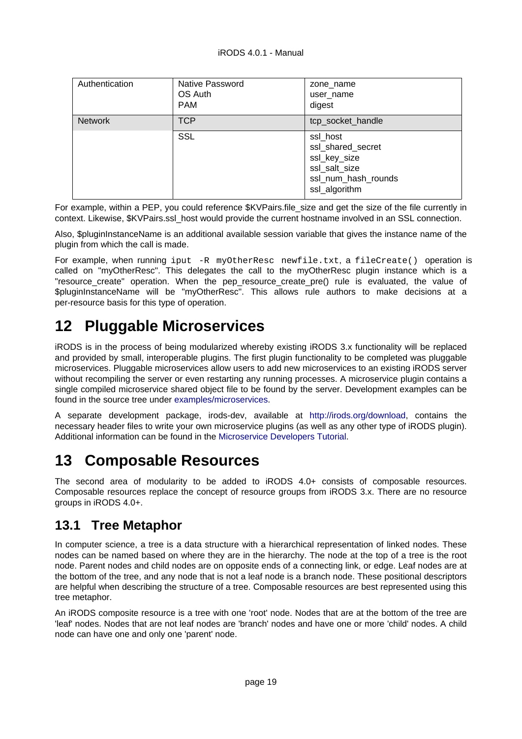| | | |
|---|---|---|
| Authentication | Native Password<br>OS Auth<br>PAM | zone_name<br>user_name<br>digest |
| Network | TCP | tcp_socket_handle |
| | SSL | ssl_host<br>ssl_shared_secret<br>ssl_key_size<br>ssl_salt_size<br>ssl_num_hash_rounds<br>ssl_algorithm |

For example, within a PEP, you could reference $KVPairs.file_size and get the size of the file currently in context. Likewise, $KVPairs.ssl_host would provide the current hostname involved in an SSL connection.

Also, $pluginInstanceName is an additional available session variable that gives the instance name of the plugin from which the call is made.

For example, when running `iput -R myOtherResc newfile.txt`, a `fileCreate()` operation is called on "myOtherResc". This delegates the call to the myOtherResc plugin instance which is a "resource_create" operation. When the pep_resource_create_pre() rule is evaluated, the value of $pluginInstanceName will be "myOtherResc". This allows rule authors to make decisions at a per-resource basis for this type of operation.

# 12 Pluggable Microservices

iRODS is in the process of being modularized whereby existing iRODS 3.x functionality will be replaced and provided by small, interoperable plugins. The first plugin functionality to be completed was pluggable microservices. Pluggable microservices allow users to add new microservices to an existing iRODS server without recompiling the server or even restarting any running processes. A microservice plugin contains a single compiled microservice shared object file to be found by the server. Development examples can be found in the source tree under examples/microservices.

A separate development package, irods-dev, available at http://irods.org/download, contains the necessary header files to write your own microservice plugins (as well as any other type of iRODS plugin). Additional information can be found in the Microservice Developers Tutorial.

# 13 Composable Resources

The second area of modularity to be added to iRODS 4.0+ consists of composable resources. Composable resources replace the concept of resource groups from iRODS 3.x. There are no resource groups in iRODS 4.0+.

## 13.1 Tree Metaphor

In computer science, a tree is a data structure with a hierarchical representation of linked nodes. These nodes can be named based on where they are in the hierarchy. The node at the top of a tree is the root node. Parent nodes and child nodes are on opposite ends of a connecting link, or edge. Leaf nodes are at the bottom of the tree, and any node that is not a leaf node is a branch node. These positional descriptors are helpful when describing the structure of a tree. Composable resources are best represented using this tree metaphor.

An iRODS composite resource is a tree with one 'root' node. Nodes that are at the bottom of the tree are 'leaf' nodes. Nodes that are not leaf nodes are 'branch' nodes and have one or more 'child' nodes. A child node can have one and only one 'parent' node.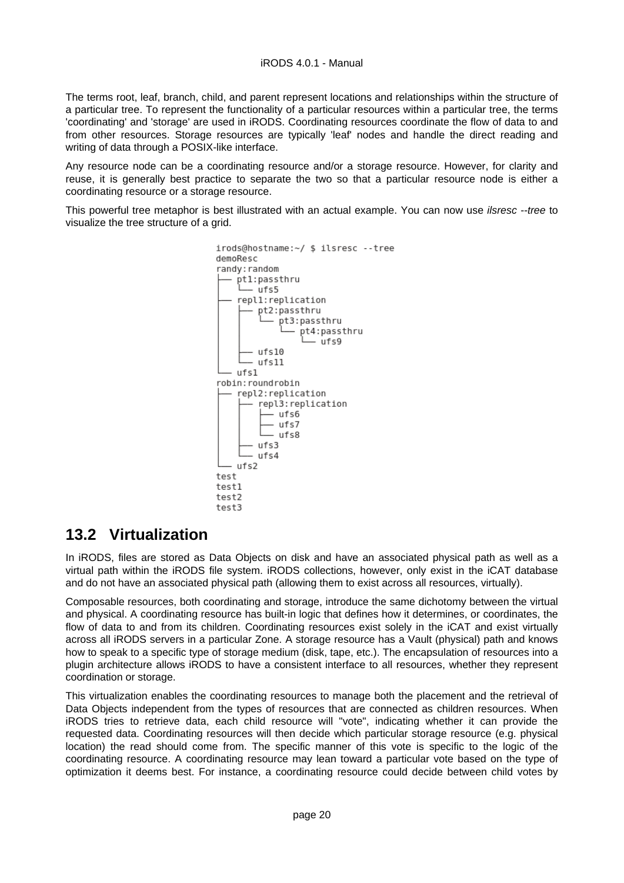The terms root, leaf, branch, child, and parent represent locations and relationships within the structure of a particular tree. To represent the functionality of a particular resources within a particular tree, the terms 'coordinating' and 'storage' are used in iRODS. Coordinating resources coordinate the flow of data to and from other resources. Storage resources are typically 'leaf' nodes and handle the direct reading and writing of data through a POSIX-like interface.

Any resource node can be a coordinating resource and/or a storage resource. However, for clarity and reuse, it is generally best practice to separate the two so that a particular resource node is either a coordinating resource or a storage resource.

This powerful tree metaphor is best illustrated with an actual example. You can now use *ilsresc --tree* to visualize the tree structure of a grid.

```
irods@hostname:~/ $ ilsresc --tree
demoResc
randy:random
├── pt1:passthru
│   └── ufs5
├── repl1:replication
│   ├── pt2:passthru
│   │   └── pt3:passthru
│   │       └── pt4:passthru
│   │           └── ufs9
│   ├── ufs10
│   └── ufs11
└── ufs1
robin:roundrobin
├── repl2:replication
│   ├── repl3:replication
│   │   ├── ufs6
│   │   ├── ufs7
│   │   └── ufs8
│   ├── ufs3
│   └── ufs4
└── ufs2
test
test1
test2
test3
```

## 13.2 Virtualization

In iRODS, files are stored as Data Objects on disk and have an associated physical path as well as a virtual path within the iRODS file system. iRODS collections, however, only exist in the iCAT database and do not have an associated physical path (allowing them to exist across all resources, virtually).

Composable resources, both coordinating and storage, introduce the same dichotomy between the virtual and physical. A coordinating resource has built-in logic that defines how it determines, or coordinates, the flow of data to and from its children. Coordinating resources exist solely in the iCAT and exist virtually across all iRODS servers in a particular Zone. A storage resource has a Vault (physical) path and knows how to speak to a specific type of storage medium (disk, tape, etc.). The encapsulation of resources into a plugin architecture allows iRODS to have a consistent interface to all resources, whether they represent coordination or storage.

This virtualization enables the coordinating resources to manage both the placement and the retrieval of Data Objects independent from the types of resources that are connected as children resources. When iRODS tries to retrieve data, each child resource will "vote", indicating whether it can provide the requested data. Coordinating resources will then decide which particular storage resource (e.g. physical location) the read should come from. The specific manner of this vote is specific to the logic of the coordinating resource. A coordinating resource may lean toward a particular vote based on the type of optimization it deems best. For instance, a coordinating resource could decide between child votes by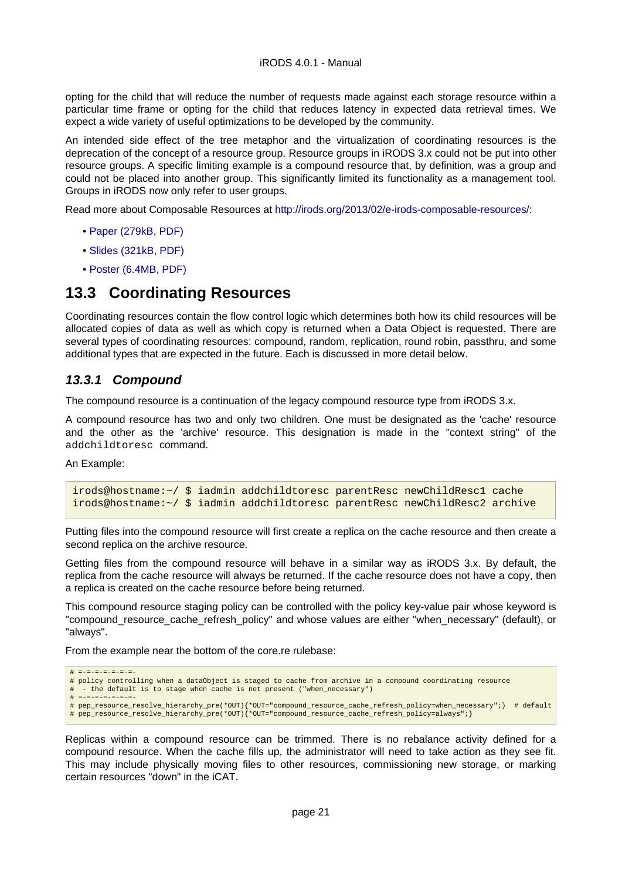opting for the child that will reduce the number of requests made against each storage resource within a particular time frame or opting for the child that reduces latency in expected data retrieval times. We expect a wide variety of useful optimizations to be developed by the community.

An intended side effect of the tree metaphor and the virtualization of coordinating resources is the deprecation of the concept of a resource group. Resource groups in iRODS 3.x could not be put into other resource groups. A specific limiting example is a compound resource that, by definition, was a group and could not be placed into another group. This significantly limited its functionality as a management tool. Groups in iRODS now only refer to user groups.

Read more about Composable Resources at http://irods.org/2013/02/e-irods-composable-resources/:

- Paper (279kB, PDF)
- Slides (321kB, PDF)
- Poster (6.4MB, PDF)

## 13.3 Coordinating Resources

Coordinating resources contain the flow control logic which determines both how its child resources will be allocated copies of data as well as which copy is returned when a Data Object is requested. There are several types of coordinating resources: compound, random, replication, round robin, passthru, and some additional types that are expected in the future. Each is discussed in more detail below.

### *13.3.1 Compound*

The compound resource is a continuation of the legacy compound resource type from iRODS 3.x.

A compound resource has two and only two children. One must be designated as the 'cache' resource and the other as the 'archive' resource. This designation is made in the "context string" of the `addchildtoresc` command.

An Example:

```
irods@hostname:~/ $ iadmin addchildtoresc parentResc newChildResc1 cache
irods@hostname:~/ $ iadmin addchildtoresc parentResc newChildResc2 archive
```

Putting files into the compound resource will first create a replica on the cache resource and then create a second replica on the archive resource.

Getting files from the compound resource will behave in a similar way as iRODS 3.x. By default, the replica from the cache resource will always be returned. If the cache resource does not have a copy, then a replica is created on the cache resource before being returned.

This compound resource staging policy can be controlled with the policy key-value pair whose keyword is "compound_resource_cache_refresh_policy" and whose values are either "when_necessary" (default), or "always".

From the example near the bottom of the core.re rulebase:

```
# =-=-=-=-=-=-=-
# policy controlling when a dataObject is staged to cache from archive in a compound coordinating resource
#  - the default is to stage when cache is not present ("when_necessary")
# =-=-=-=-=-=-=-
# pep_resource_resolve_hierarchy_pre(*OUT){*OUT="compound_resource_cache_refresh_policy=when_necessary";}  # default
# pep_resource_resolve_hierarchy_pre(*OUT){*OUT="compound_resource_cache_refresh_policy=always";}
```

Replicas within a compound resource can be trimmed. There is no rebalance activity defined for a compound resource. When the cache fills up, the administrator will need to take action as they see fit. This may include physically moving files to other resources, commissioning new storage, or marking certain resources "down" in the iCAT.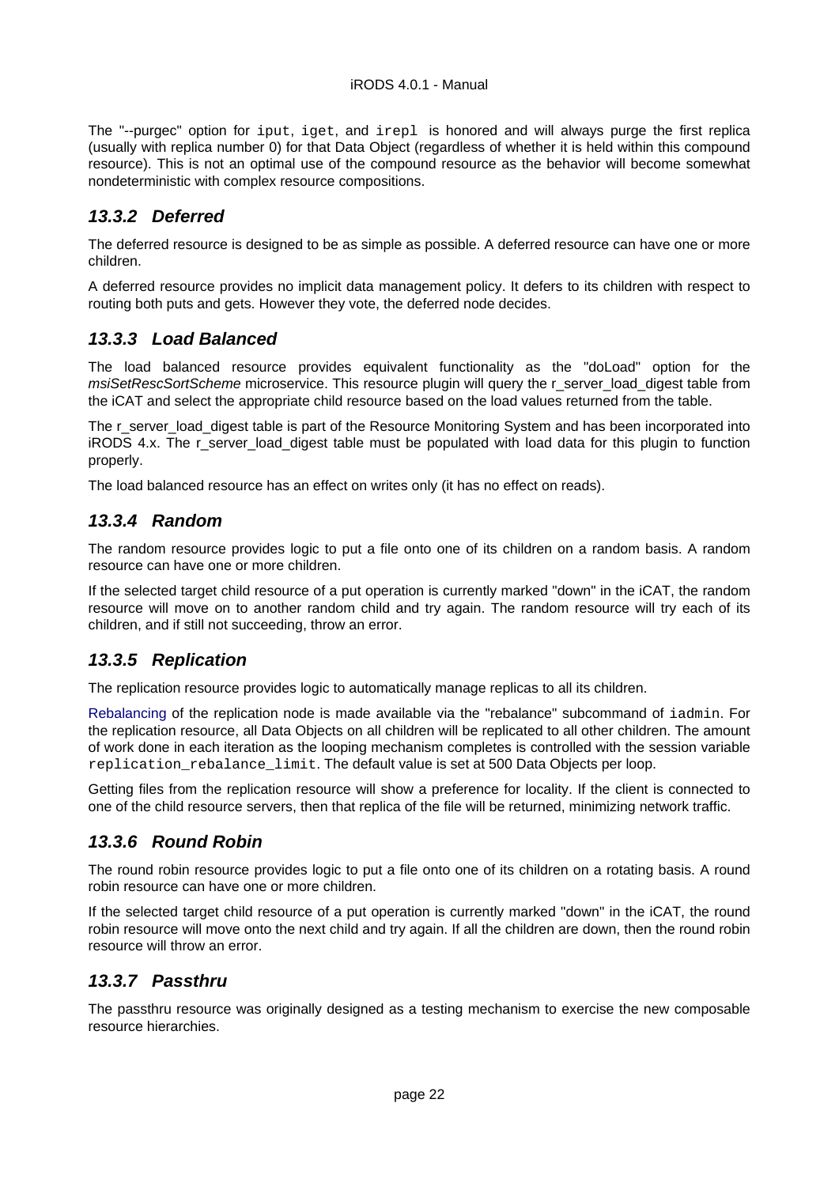The "--purgec" option for `iput`, `iget`, and `irepl` is honored and will always purge the first replica (usually with replica number 0) for that Data Object (regardless of whether it is held within this compound resource). This is not an optimal use of the compound resource as the behavior will become somewhat nondeterministic with complex resource compositions.

### 13.3.2 Deferred

The deferred resource is designed to be as simple as possible. A deferred resource can have one or more children.

A deferred resource provides no implicit data management policy. It defers to its children with respect to routing both puts and gets. However they vote, the deferred node decides.

### 13.3.3 Load Balanced

The load balanced resource provides equivalent functionality as the "doLoad" option for the *msiSetRescSortScheme* microservice. This resource plugin will query the r_server_load_digest table from the iCAT and select the appropriate child resource based on the load values returned from the table.

The r_server_load_digest table is part of the Resource Monitoring System and has been incorporated into iRODS 4.x. The r_server_load_digest table must be populated with load data for this plugin to function properly.

The load balanced resource has an effect on writes only (it has no effect on reads).

### 13.3.4 Random

The random resource provides logic to put a file onto one of its children on a random basis. A random resource can have one or more children.

If the selected target child resource of a put operation is currently marked "down" in the iCAT, the random resource will move on to another random child and try again. The random resource will try each of its children, and if still not succeeding, throw an error.

### 13.3.5 Replication

The replication resource provides logic to automatically manage replicas to all its children.

Rebalancing of the replication node is made available via the "rebalance" subcommand of `iadmin`. For the replication resource, all Data Objects on all children will be replicated to all other children. The amount of work done in each iteration as the looping mechanism completes is controlled with the session variable `replication_rebalance_limit`. The default value is set at 500 Data Objects per loop.

Getting files from the replication resource will show a preference for locality. If the client is connected to one of the child resource servers, then that replica of the file will be returned, minimizing network traffic.

### 13.3.6 Round Robin

The round robin resource provides logic to put a file onto one of its children on a rotating basis. A round robin resource can have one or more children.

If the selected target child resource of a put operation is currently marked "down" in the iCAT, the round robin resource will move onto the next child and try again. If all the children are down, then the round robin resource will throw an error.

### 13.3.7 Passthru

The passthru resource was originally designed as a testing mechanism to exercise the new composable resource hierarchies.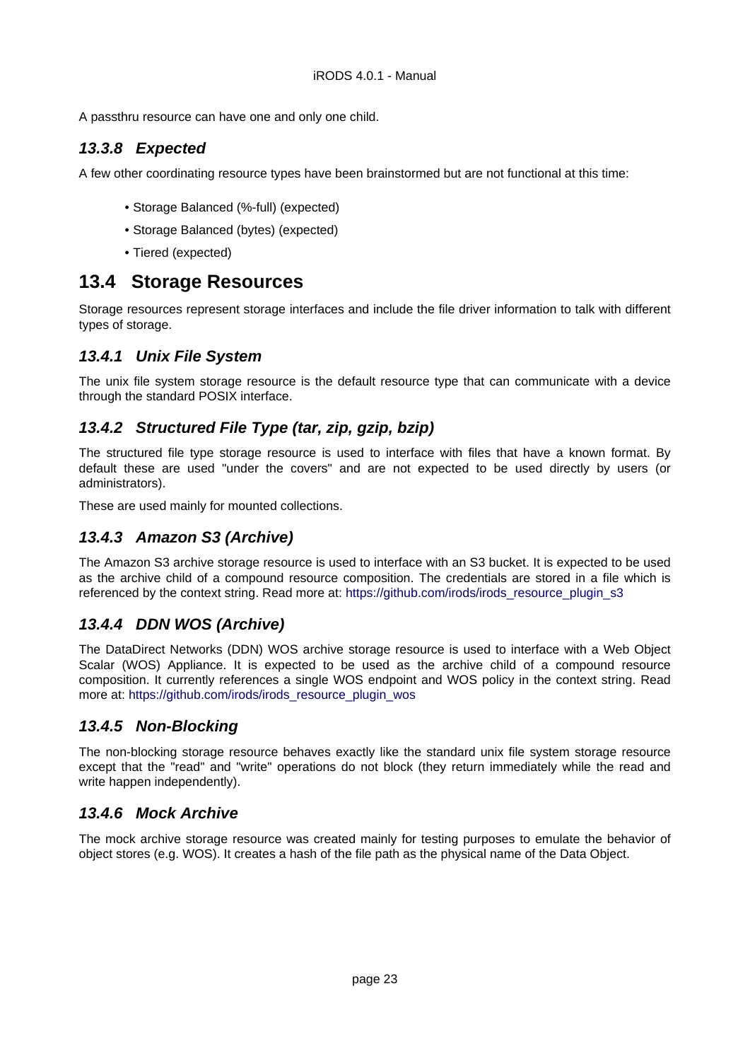A passthru resource can have one and only one child.

### *13.3.8 Expected*

A few other coordinating resource types have been brainstormed but are not functional at this time:

- Storage Balanced (%-full) (expected)
- Storage Balanced (bytes) (expected)
- Tiered (expected)

## 13.4 Storage Resources

Storage resources represent storage interfaces and include the file driver information to talk with different types of storage.

### *13.4.1 Unix File System*

The unix file system storage resource is the default resource type that can communicate with a device through the standard POSIX interface.

### *13.4.2 Structured File Type (tar, zip, gzip, bzip)*

The structured file type storage resource is used to interface with files that have a known format. By default these are used "under the covers" and are not expected to be used directly by users (or administrators).

These are used mainly for mounted collections.

### *13.4.3 Amazon S3 (Archive)*

The Amazon S3 archive storage resource is used to interface with an S3 bucket. It is expected to be used as the archive child of a compound resource composition. The credentials are stored in a file which is referenced by the context string. Read more at: https://github.com/irods/irods_resource_plugin_s3

### *13.4.4 DDN WOS (Archive)*

The DataDirect Networks (DDN) WOS archive storage resource is used to interface with a Web Object Scalar (WOS) Appliance. It is expected to be used as the archive child of a compound resource composition. It currently references a single WOS endpoint and WOS policy in the context string. Read more at: https://github.com/irods/irods_resource_plugin_wos

### *13.4.5 Non-Blocking*

The non-blocking storage resource behaves exactly like the standard unix file system storage resource except that the "read" and "write" operations do not block (they return immediately while the read and write happen independently).

### *13.4.6 Mock Archive*

The mock archive storage resource was created mainly for testing purposes to emulate the behavior of object stores (e.g. WOS). It creates a hash of the file path as the physical name of the Data Object.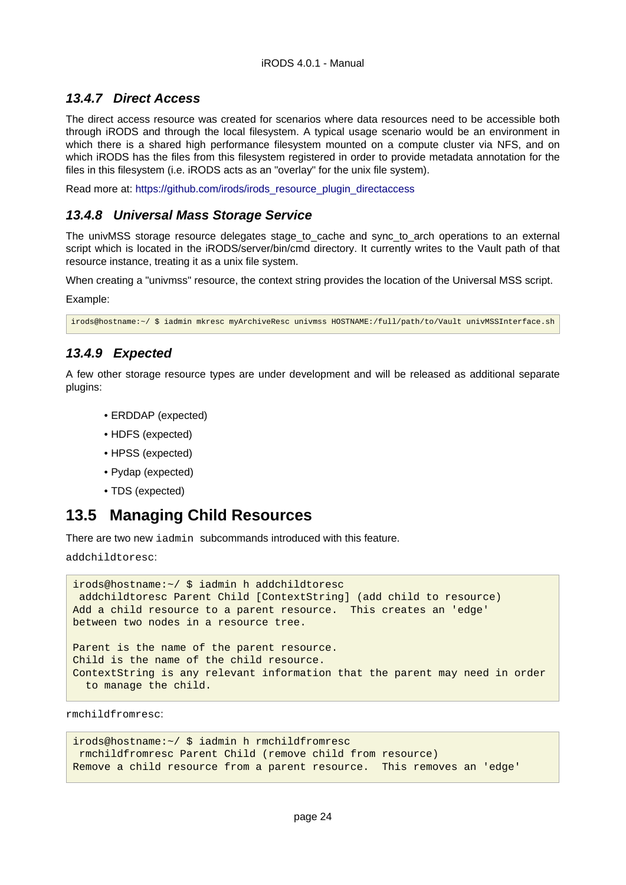### 13.4.7 Direct Access

The direct access resource was created for scenarios where data resources need to be accessible both through iRODS and through the local filesystem. A typical usage scenario would be an environment in which there is a shared high performance filesystem mounted on a compute cluster via NFS, and on which iRODS has the files from this filesystem registered in order to provide metadata annotation for the files in this filesystem (i.e. iRODS acts as an "overlay" for the unix file system).

Read more at: https://github.com/irods/irods_resource_plugin_directaccess

### 13.4.8 Universal Mass Storage Service

The univMSS storage resource delegates stage_to_cache and sync_to_arch operations to an external script which is located in the iRODS/server/bin/cmd directory. It currently writes to the Vault path of that resource instance, treating it as a unix file system.

When creating a "univmss" resource, the context string provides the location of the Universal MSS script.

Example:

```
irods@hostname:~/ $ iadmin mkresc myArchiveResc univmss HOSTNAME:/full/path/to/Vault univMSSInterface.sh
```

### 13.4.9 Expected

A few other storage resource types are under development and will be released as additional separate plugins:

- ERDDAP (expected)
- HDFS (expected)
- HPSS (expected)
- Pydap (expected)
- TDS (expected)

## 13.5 Managing Child Resources

There are two new `iadmin` subcommands introduced with this feature.

`addchildtoresc`:

```
irods@hostname:~/ $ iadmin h addchildtoresc
 addchildtoresc Parent Child [ContextString] (add child to resource)
Add a child resource to a parent resource.  This creates an 'edge'
between two nodes in a resource tree.

Parent is the name of the parent resource.
Child is the name of the child resource.
ContextString is any relevant information that the parent may need in order
  to manage the child.
```

`rmchildfromresc`:

```
irods@hostname:~/ $ iadmin h rmchildfromresc
 rmchildfromresc Parent Child (remove child from resource)
Remove a child resource from a parent resource.  This removes an 'edge'
```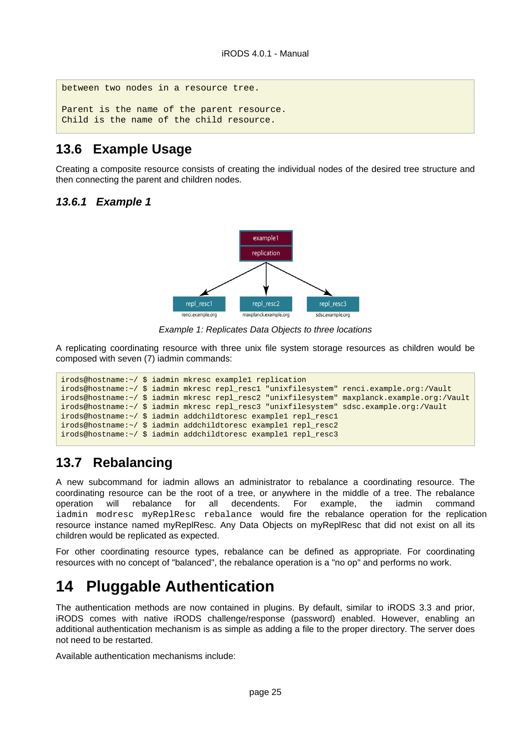```
between two nodes in a resource tree.

Parent is the name of the parent resource.
Child is the name of the child resource.
```

## 13.6 Example Usage

Creating a composite resource consists of creating the individual nodes of the desired tree structure and then connecting the parent and children nodes.

### *13.6.1 Example 1*

*Example 1: Replicates Data Objects to three locations*

A replicating coordinating resource with three unix file system storage resources as children would be composed with seven (7) iadmin commands:

```
irods@hostname:~/ $ iadmin mkresc example1 replication
irods@hostname:~/ $ iadmin mkresc repl_resc1 "unixfilesystem" renci.example.org:/Vault
irods@hostname:~/ $ iadmin mkresc repl_resc2 "unixfilesystem" maxplanck.example.org:/Vault
irods@hostname:~/ $ iadmin mkresc repl_resc3 "unixfilesystem" sdsc.example.org:/Vault
irods@hostname:~/ $ iadmin addchildtoresc example1 repl_resc1
irods@hostname:~/ $ iadmin addchildtoresc example1 repl_resc2
irods@hostname:~/ $ iadmin addchildtoresc example1 repl_resc3
```

## 13.7 Rebalancing

A new subcommand for iadmin allows an administrator to rebalance a coordinating resource. The coordinating resource can be the root of a tree, or anywhere in the middle of a tree. The rebalance operation will rebalance for all decendents. For example, the iadmin command `iadmin modresc myReplResc rebalance` would fire the rebalance operation for the replication resource instance named myReplResc. Any Data Objects on myReplResc that did not exist on all its children would be replicated as expected.

For other coordinating resource types, rebalance can be defined as appropriate. For coordinating resources with no concept of "balanced", the rebalance operation is a "no op" and performs no work.

# 14 Pluggable Authentication

The authentication methods are now contained in plugins. By default, similar to iRODS 3.3 and prior, iRODS comes with native iRODS challenge/response (password) enabled. However, enabling an additional authentication mechanism is as simple as adding a file to the proper directory. The server does not need to be restarted.

Available authentication mechanisms include: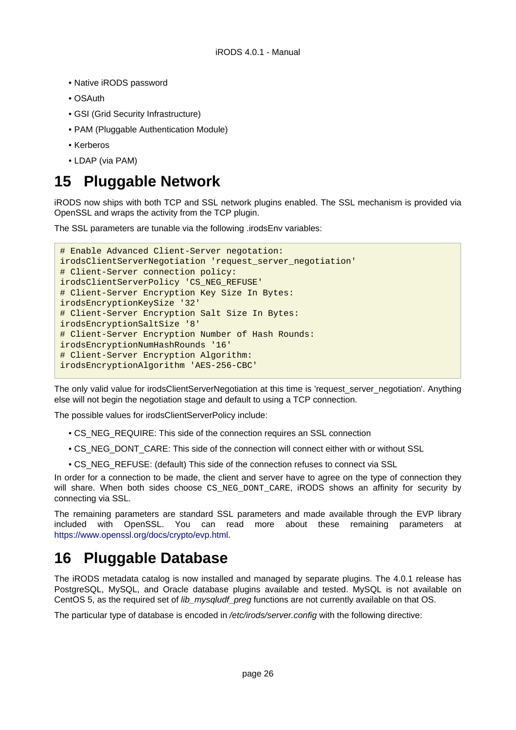- Native iRODS password
- OSAuth
- GSI (Grid Security Infrastructure)
- PAM (Pluggable Authentication Module)
- Kerberos
- LDAP (via PAM)

# 15 Pluggable Network

iRODS now ships with both TCP and SSL network plugins enabled. The SSL mechanism is provided via OpenSSL and wraps the activity from the TCP plugin.

The SSL parameters are tunable via the following .irodsEnv variables:

```
# Enable Advanced Client-Server negotation:
irodsClientServerNegotiation 'request_server_negotiation'
# Client-Server connection policy:
irodsClientServerPolicy 'CS_NEG_REFUSE'
# Client-Server Encryption Key Size In Bytes:
irodsEncryptionKeySize '32'
# Client-Server Encryption Salt Size In Bytes:
irodsEncryptionSaltSize '8'
# Client-Server Encryption Number of Hash Rounds:
irodsEncryptionNumHashRounds '16'
# Client-Server Encryption Algorithm:
irodsEncryptionAlgorithm 'AES-256-CBC'
```

The only valid value for irodsClientServerNegotiation at this time is 'request_server_negotiation'. Anything else will not begin the negotiation stage and default to using a TCP connection.

The possible values for irodsClientServerPolicy include:

- CS_NEG_REQUIRE: This side of the connection requires an SSL connection
- CS_NEG_DONT_CARE: This side of the connection will connect either with or without SSL
- CS_NEG_REFUSE: (default) This side of the connection refuses to connect via SSL

In order for a connection to be made, the client and server have to agree on the type of connection they will share. When both sides choose `CS_NEG_DONT_CARE`, iRODS shows an affinity for security by connecting via SSL.

The remaining parameters are standard SSL parameters and made available through the EVP library included with OpenSSL. You can read more about these remaining parameters at https://www.openssl.org/docs/crypto/evp.html.

# 16 Pluggable Database

The iRODS metadata catalog is now installed and managed by separate plugins. The 4.0.1 release has PostgreSQL, MySQL, and Oracle database plugins available and tested. MySQL is not available on CentOS 5, as the required set of *lib_mysqludf_preg* functions are not currently available on that OS.

The particular type of database is encoded in */etc/irods/server.config* with the following directive: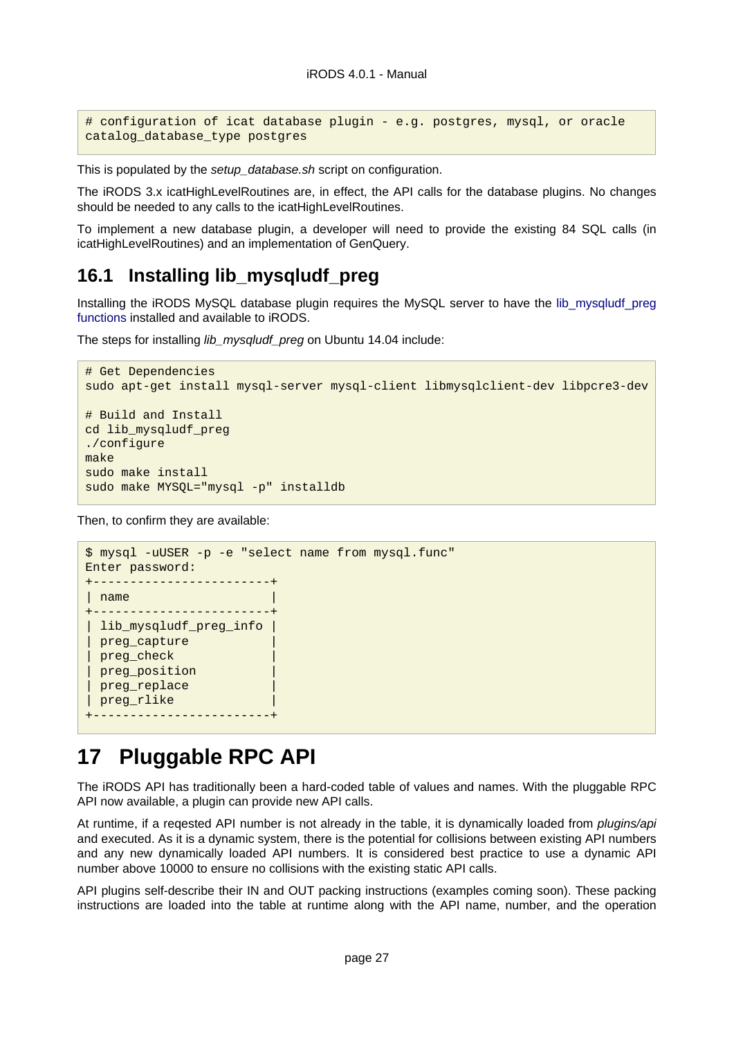```
# configuration of icat database plugin - e.g. postgres, mysql, or oracle
catalog_database_type postgres
```

This is populated by the *setup_database.sh* script on configuration.

The iRODS 3.x icatHighLevelRoutines are, in effect, the API calls for the database plugins. No changes should be needed to any calls to the icatHighLevelRoutines.

To implement a new database plugin, a developer will need to provide the existing 84 SQL calls (in icatHighLevelRoutines) and an implementation of GenQuery.

## 16.1 Installing lib_mysqludf_preg

Installing the iRODS MySQL database plugin requires the MySQL server to have the lib_mysqludf_preg functions installed and available to iRODS.

The steps for installing *lib_mysqludf_preg* on Ubuntu 14.04 include:

```
# Get Dependencies
sudo apt-get install mysql-server mysql-client libmysqlclient-dev libpcre3-dev

# Build and Install
cd lib_mysqludf_preg
./configure
make
sudo make install
sudo make MYSQL="mysql -p" installdb
```

Then, to confirm they are available:

```
$ mysql -uUSER -p -e "select name from mysql.func"
Enter password:
+------------------------+
| name                   |
+------------------------+
| lib_mysqludf_preg_info |
| preg_capture           |
| preg_check             |
| preg_position          |
| preg_replace           |
| preg_rlike             |
+------------------------+
```

# 17 Pluggable RPC API

The iRODS API has traditionally been a hard-coded table of values and names. With the pluggable RPC API now available, a plugin can provide new API calls.

At runtime, if a reqested API number is not already in the table, it is dynamically loaded from *plugins/api* and executed. As it is a dynamic system, there is the potential for collisions between existing API numbers and any new dynamically loaded API numbers. It is considered best practice to use a dynamic API number above 10000 to ensure no collisions with the existing static API calls.

API plugins self-describe their IN and OUT packing instructions (examples coming soon). These packing instructions are loaded into the table at runtime along with the API name, number, and the operation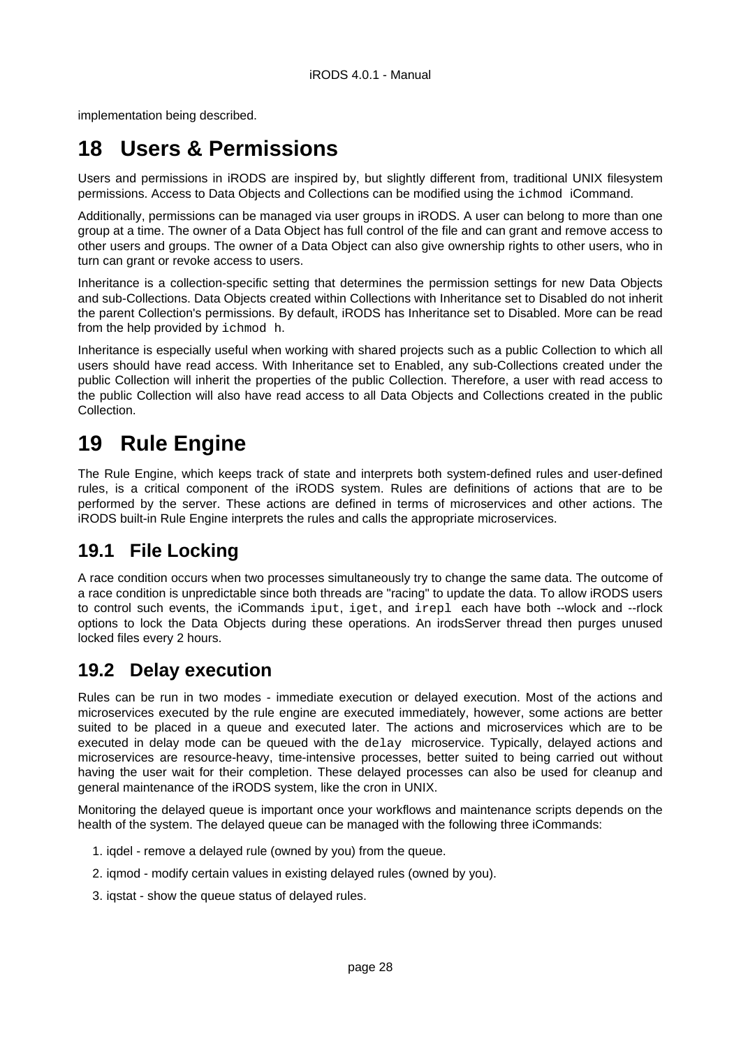implementation being described.

# 18 Users & Permissions

Users and permissions in iRODS are inspired by, but slightly different from, traditional UNIX filesystem permissions. Access to Data Objects and Collections can be modified using the `ichmod` iCommand.

Additionally, permissions can be managed via user groups in iRODS. A user can belong to more than one group at a time. The owner of a Data Object has full control of the file and can grant and remove access to other users and groups. The owner of a Data Object can also give ownership rights to other users, who in turn can grant or revoke access to users.

Inheritance is a collection-specific setting that determines the permission settings for new Data Objects and sub-Collections. Data Objects created within Collections with Inheritance set to Disabled do not inherit the parent Collection's permissions. By default, iRODS has Inheritance set to Disabled. More can be read from the help provided by `ichmod h`.

Inheritance is especially useful when working with shared projects such as a public Collection to which all users should have read access. With Inheritance set to Enabled, any sub-Collections created under the public Collection will inherit the properties of the public Collection. Therefore, a user with read access to the public Collection will also have read access to all Data Objects and Collections created in the public Collection.

# 19 Rule Engine

The Rule Engine, which keeps track of state and interprets both system-defined rules and user-defined rules, is a critical component of the iRODS system. Rules are definitions of actions that are to be performed by the server. These actions are defined in terms of microservices and other actions. The iRODS built-in Rule Engine interprets the rules and calls the appropriate microservices.

## 19.1 File Locking

A race condition occurs when two processes simultaneously try to change the same data. The outcome of a race condition is unpredictable since both threads are "racing" to update the data. To allow iRODS users to control such events, the iCommands `iput`, `iget`, and `irepl` each have both --wlock and --rlock options to lock the Data Objects during these operations. An irodsServer thread then purges unused locked files every 2 hours.

## 19.2 Delay execution

Rules can be run in two modes - immediate execution or delayed execution. Most of the actions and microservices executed by the rule engine are executed immediately, however, some actions are better suited to be placed in a queue and executed later. The actions and microservices which are to be executed in delay mode can be queued with the `delay` microservice. Typically, delayed actions and microservices are resource-heavy, time-intensive processes, better suited to being carried out without having the user wait for their completion. These delayed processes can also be used for cleanup and general maintenance of the iRODS system, like the cron in UNIX.

Monitoring the delayed queue is important once your workflows and maintenance scripts depends on the health of the system. The delayed queue can be managed with the following three iCommands:

1. iqdel - remove a delayed rule (owned by you) from the queue.
2. iqmod - modify certain values in existing delayed rules (owned by you).
3. iqstat - show the queue status of delayed rules.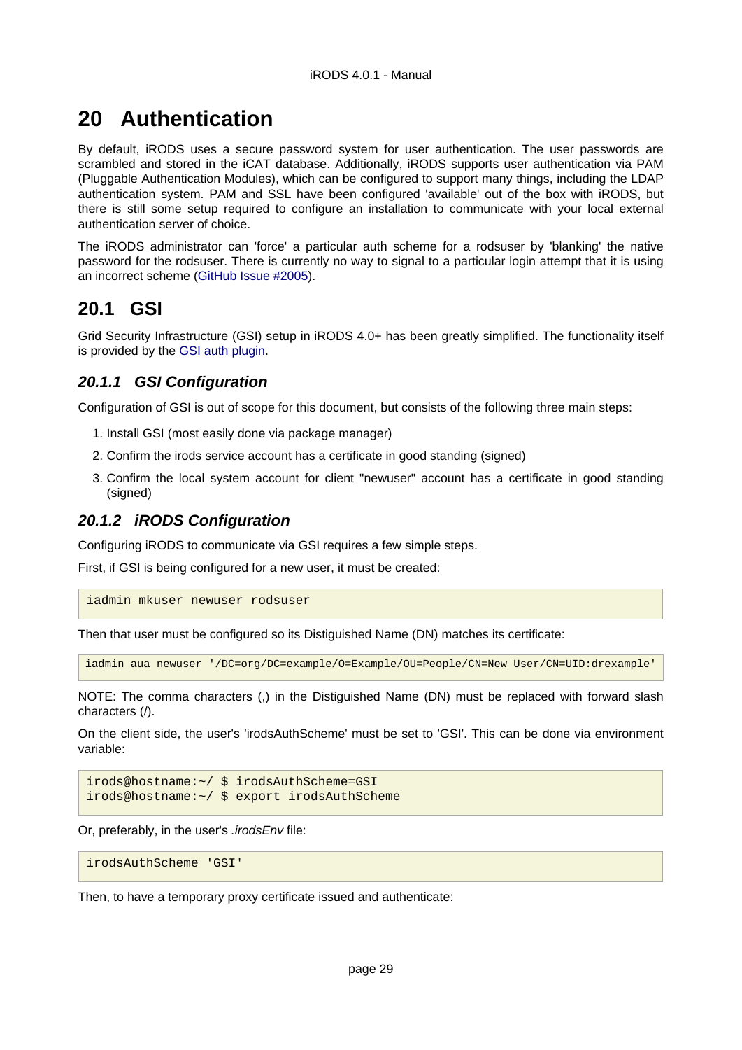# 20 Authentication

By default, iRODS uses a secure password system for user authentication. The user passwords are scrambled and stored in the iCAT database. Additionally, iRODS supports user authentication via PAM (Pluggable Authentication Modules), which can be configured to support many things, including the LDAP authentication system. PAM and SSL have been configured 'available' out of the box with iRODS, but there is still some setup required to configure an installation to communicate with your local external authentication server of choice.

The iRODS administrator can 'force' a particular auth scheme for a rodsuser by 'blanking' the native password for the rodsuser. There is currently no way to signal to a particular login attempt that it is using an incorrect scheme (GitHub Issue #2005).

## 20.1 GSI

Grid Security Infrastructure (GSI) setup in iRODS 4.0+ has been greatly simplified. The functionality itself is provided by the GSI auth plugin.

### 20.1.1 GSI Configuration

Configuration of GSI is out of scope for this document, but consists of the following three main steps:

1. Install GSI (most easily done via package manager)
2. Confirm the irods service account has a certificate in good standing (signed)
3. Confirm the local system account for client "newuser" account has a certificate in good standing (signed)

### 20.1.2 iRODS Configuration

Configuring iRODS to communicate via GSI requires a few simple steps.

First, if GSI is being configured for a new user, it must be created:

```
iadmin mkuser newuser rodsuser
```

Then that user must be configured so its Distiguished Name (DN) matches its certificate:

```
iadmin aua newuser '/DC=org/DC=example/O=Example/OU=People/CN=New User/CN=UID:drexample'
```

NOTE: The comma characters (,) in the Distiguished Name (DN) must be replaced with forward slash characters (/).

On the client side, the user's 'irodsAuthScheme' must be set to 'GSI'. This can be done via environment variable:

```
irods@hostname:~/ $ irodsAuthScheme=GSI
irods@hostname:~/ $ export irodsAuthScheme
```

Or, preferably, in the user's *.irodsEnv* file:

```
irodsAuthScheme 'GSI'
```

Then, to have a temporary proxy certificate issued and authenticate: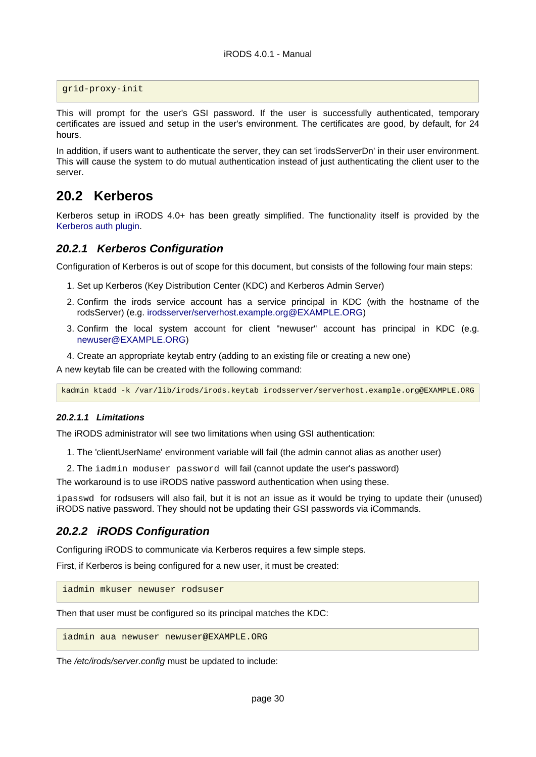```
grid-proxy-init
```

This will prompt for the user's GSI password. If the user is successfully authenticated, temporary certificates are issued and setup in the user's environment. The certificates are good, by default, for 24 hours.

In addition, if users want to authenticate the server, they can set 'irodsServerDn' in their user environment. This will cause the system to do mutual authentication instead of just authenticating the client user to the server.

## 20.2 Kerberos

Kerberos setup in iRODS 4.0+ has been greatly simplified. The functionality itself is provided by the Kerberos auth plugin.

### *20.2.1 Kerberos Configuration*

Configuration of Kerberos is out of scope for this document, but consists of the following four main steps:

1. Set up Kerberos (Key Distribution Center (KDC) and Kerberos Admin Server)
2. Confirm the irods service account has a service principal in KDC (with the hostname of the rodsServer) (e.g. irodsserver/serverhost.example.org@EXAMPLE.ORG)
3. Confirm the local system account for client "newuser" account has principal in KDC (e.g. newuser@EXAMPLE.ORG)
4. Create an appropriate keytab entry (adding to an existing file or creating a new one)

A new keytab file can be created with the following command:

```
kadmin ktadd -k /var/lib/irods/irods.keytab irodsserver/serverhost.example.org@EXAMPLE.ORG
```

#### *20.2.1.1 Limitations*

The iRODS administrator will see two limitations when using GSI authentication:

1. The 'clientUserName' environment variable will fail (the admin cannot alias as another user)
2. The `iadmin moduser password` will fail (cannot update the user's password)

The workaround is to use iRODS native password authentication when using these.

`ipasswd` for rodsusers will also fail, but it is not an issue as it would be trying to update their (unused) iRODS native password. They should not be updating their GSI passwords via iCommands.

### *20.2.2 iRODS Configuration*

Configuring iRODS to communicate via Kerberos requires a few simple steps.

First, if Kerberos is being configured for a new user, it must be created:

```
iadmin mkuser newuser rodsuser
```

Then that user must be configured so its principal matches the KDC:

```
iadmin aua newuser newuser@EXAMPLE.ORG
```

The */etc/irods/server.config* must be updated to include: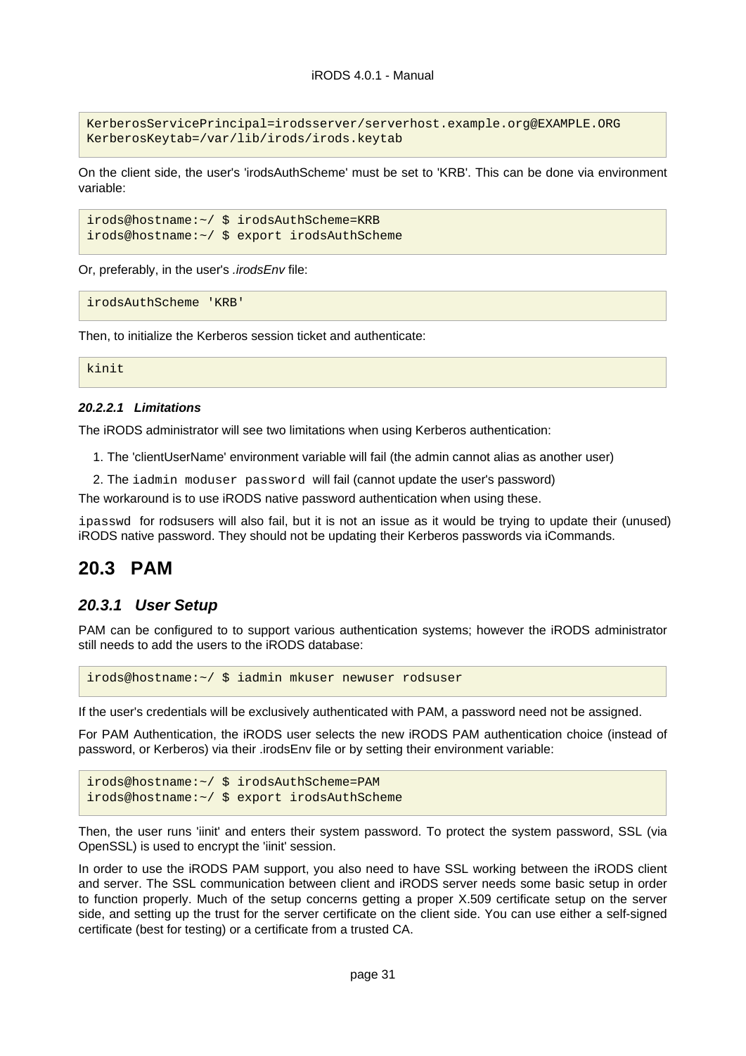```
KerberosServicePrincipal=irodsserver/serverhost.example.org@EXAMPLE.ORG
KerberosKeytab=/var/lib/irods/irods.keytab
```

On the client side, the user's 'irodsAuthScheme' must be set to 'KRB'. This can be done via environment variable:

```
irods@hostname:~/ $ irodsAuthScheme=KRB
irods@hostname:~/ $ export irodsAuthScheme
```

Or, preferably, in the user's *.irodsEnv* file:

```
irodsAuthScheme 'KRB'
```

Then, to initialize the Kerberos session ticket and authenticate:

```
kinit
```

#### *20.2.2.1 Limitations*

The iRODS administrator will see two limitations when using Kerberos authentication:

1. The 'clientUserName' environment variable will fail (the admin cannot alias as another user)
2. The `iadmin moduser password` will fail (cannot update the user's password)

The workaround is to use iRODS native password authentication when using these.

`ipasswd` for rodsusers will also fail, but it is not an issue as it would be trying to update their (unused) iRODS native password. They should not be updating their Kerberos passwords via iCommands.

## 20.3 PAM

### *20.3.1 User Setup*

PAM can be configured to to support various authentication systems; however the iRODS administrator still needs to add the users to the iRODS database:

```
irods@hostname:~/ $ iadmin mkuser newuser rodsuser
```

If the user's credentials will be exclusively authenticated with PAM, a password need not be assigned.

For PAM Authentication, the iRODS user selects the new iRODS PAM authentication choice (instead of password, or Kerberos) via their .irodsEnv file or by setting their environment variable:

```
irods@hostname:~/ $ irodsAuthScheme=PAM
irods@hostname:~/ $ export irodsAuthScheme
```

Then, the user runs 'iinit' and enters their system password. To protect the system password, SSL (via OpenSSL) is used to encrypt the 'iinit' session.

In order to use the iRODS PAM support, you also need to have SSL working between the iRODS client and server. The SSL communication between client and iRODS server needs some basic setup in order to function properly. Much of the setup concerns getting a proper X.509 certificate setup on the server side, and setting up the trust for the server certificate on the client side. You can use either a self-signed certificate (best for testing) or a certificate from a trusted CA.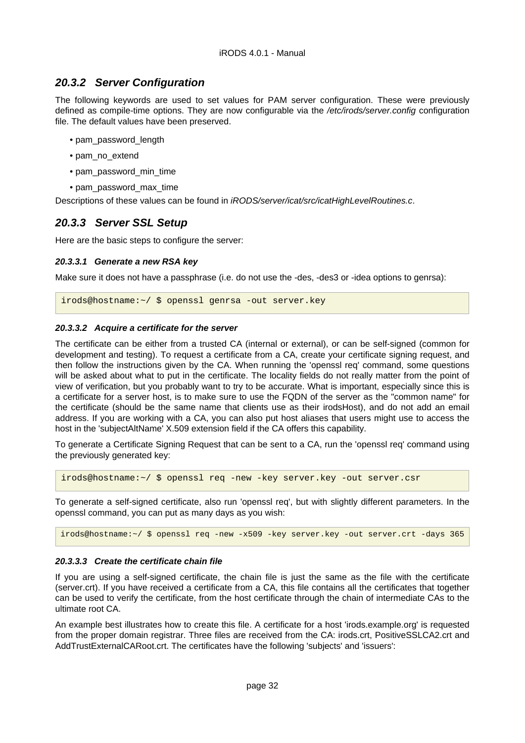### 20.3.2 Server Configuration

The following keywords are used to set values for PAM server configuration. These were previously defined as compile-time options. They are now configurable via the */etc/irods/server.config* configuration file. The default values have been preserved.

- pam_password_length
- pam_no_extend
- pam_password_min_time
- pam_password_max_time

Descriptions of these values can be found in *iRODS/server/icat/src/icatHighLevelRoutines.c*.

### 20.3.3 Server SSL Setup

Here are the basic steps to configure the server:

#### 20.3.3.1 Generate a new RSA key

Make sure it does not have a passphrase (i.e. do not use the -des, -des3 or -idea options to genrsa):

```
irods@hostname:~/ $ openssl genrsa -out server.key
```

#### 20.3.3.2 Acquire a certificate for the server

The certificate can be either from a trusted CA (internal or external), or can be self-signed (common for development and testing). To request a certificate from a CA, create your certificate signing request, and then follow the instructions given by the CA. When running the 'openssl req' command, some questions will be asked about what to put in the certificate. The locality fields do not really matter from the point of view of verification, but you probably want to try to be accurate. What is important, especially since this is a certificate for a server host, is to make sure to use the FQDN of the server as the "common name" for the certificate (should be the same name that clients use as their irodsHost), and do not add an email address. If you are working with a CA, you can also put host aliases that users might use to access the host in the 'subjectAltName' X.509 extension field if the CA offers this capability.

To generate a Certificate Signing Request that can be sent to a CA, run the 'openssl req' command using the previously generated key:

```
irods@hostname:~/ $ openssl req -new -key server.key -out server.csr
```

To generate a self-signed certificate, also run 'openssl req', but with slightly different parameters. In the openssl command, you can put as many days as you wish:

```
irods@hostname:~/ $ openssl req -new -x509 -key server.key -out server.crt -days 365
```

#### 20.3.3.3 Create the certificate chain file

If you are using a self-signed certificate, the chain file is just the same as the file with the certificate (server.crt). If you have received a certificate from a CA, this file contains all the certificates that together can be used to verify the certificate, from the host certificate through the chain of intermediate CAs to the ultimate root CA.

An example best illustrates how to create this file. A certificate for a host 'irods.example.org' is requested from the proper domain registrar. Three files are received from the CA: irods.crt, PositiveSSLCA2.crt and AddTrustExternalCARoot.crt. The certificates have the following 'subjects' and 'issuers':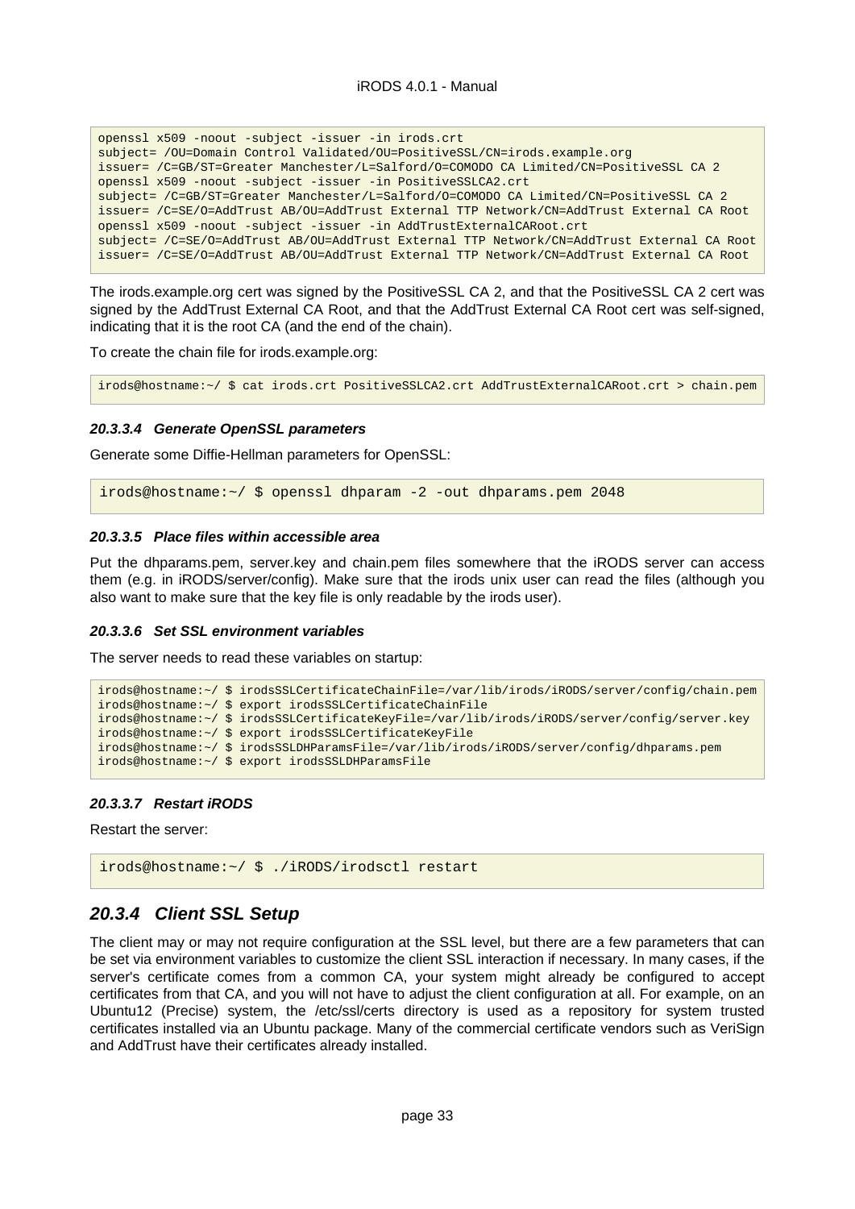```
openssl x509 -noout -subject -issuer -in irods.crt
subject= /OU=Domain Control Validated/OU=PositiveSSL/CN=irods.example.org
issuer= /C=GB/ST=Greater Manchester/L=Salford/O=COMODO CA Limited/CN=PositiveSSL CA 2
openssl x509 -noout -subject -issuer -in PositiveSSLCA2.crt
subject= /C=GB/ST=Greater Manchester/L=Salford/O=COMODO CA Limited/CN=PositiveSSL CA 2
issuer= /C=SE/O=AddTrust AB/OU=AddTrust External TTP Network/CN=AddTrust External CA Root
openssl x509 -noout -subject -issuer -in AddTrustExternalCARoot.crt
subject= /C=SE/O=AddTrust AB/OU=AddTrust External TTP Network/CN=AddTrust External CA Root
issuer= /C=SE/O=AddTrust AB/OU=AddTrust External TTP Network/CN=AddTrust External CA Root
```

The irods.example.org cert was signed by the PositiveSSL CA 2, and that the PositiveSSL CA 2 cert was signed by the AddTrust External CA Root, and that the AddTrust External CA Root cert was self-signed, indicating that it is the root CA (and the end of the chain).

To create the chain file for irods.example.org:

```
irods@hostname:~/ $ cat irods.crt PositiveSSLCA2.crt AddTrustExternalCARoot.crt > chain.pem
```

#### 20.3.3.4 Generate OpenSSL parameters

Generate some Diffie-Hellman parameters for OpenSSL:

```
irods@hostname:~/ $ openssl dhparam -2 -out dhparams.pem 2048
```

#### 20.3.3.5 Place files within accessible area

Put the dhparams.pem, server.key and chain.pem files somewhere that the iRODS server can access them (e.g. in iRODS/server/config). Make sure that the irods unix user can read the files (although you also want to make sure that the key file is only readable by the irods user).

#### 20.3.3.6 Set SSL environment variables

The server needs to read these variables on startup:

```
irods@hostname:~/ $ irodsSSLCertificateChainFile=/var/lib/irods/iRODS/server/config/chain.pem
irods@hostname:~/ $ export irodsSSLCertificateChainFile
irods@hostname:~/ $ irodsSSLCertificateKeyFile=/var/lib/irods/iRODS/server/config/server.key
irods@hostname:~/ $ export irodsSSLCertificateKeyFile
irods@hostname:~/ $ irodsSSLDHParamsFile=/var/lib/irods/iRODS/server/config/dhparams.pem
irods@hostname:~/ $ export irodsSSLDHParamsFile
```

#### 20.3.3.7 Restart iRODS

Restart the server:

```
irods@hostname:~/ $ ./iRODS/irodsctl restart
```

### 20.3.4 Client SSL Setup

The client may or may not require configuration at the SSL level, but there are a few parameters that can be set via environment variables to customize the client SSL interaction if necessary. In many cases, if the server's certificate comes from a common CA, your system might already be configured to accept certificates from that CA, and you will not have to adjust the client configuration at all. For example, on an Ubuntu12 (Precise) system, the /etc/ssl/certs directory is used as a repository for system trusted certificates installed via an Ubuntu package. Many of the commercial certificate vendors such as VeriSign and AddTrust have their certificates already installed.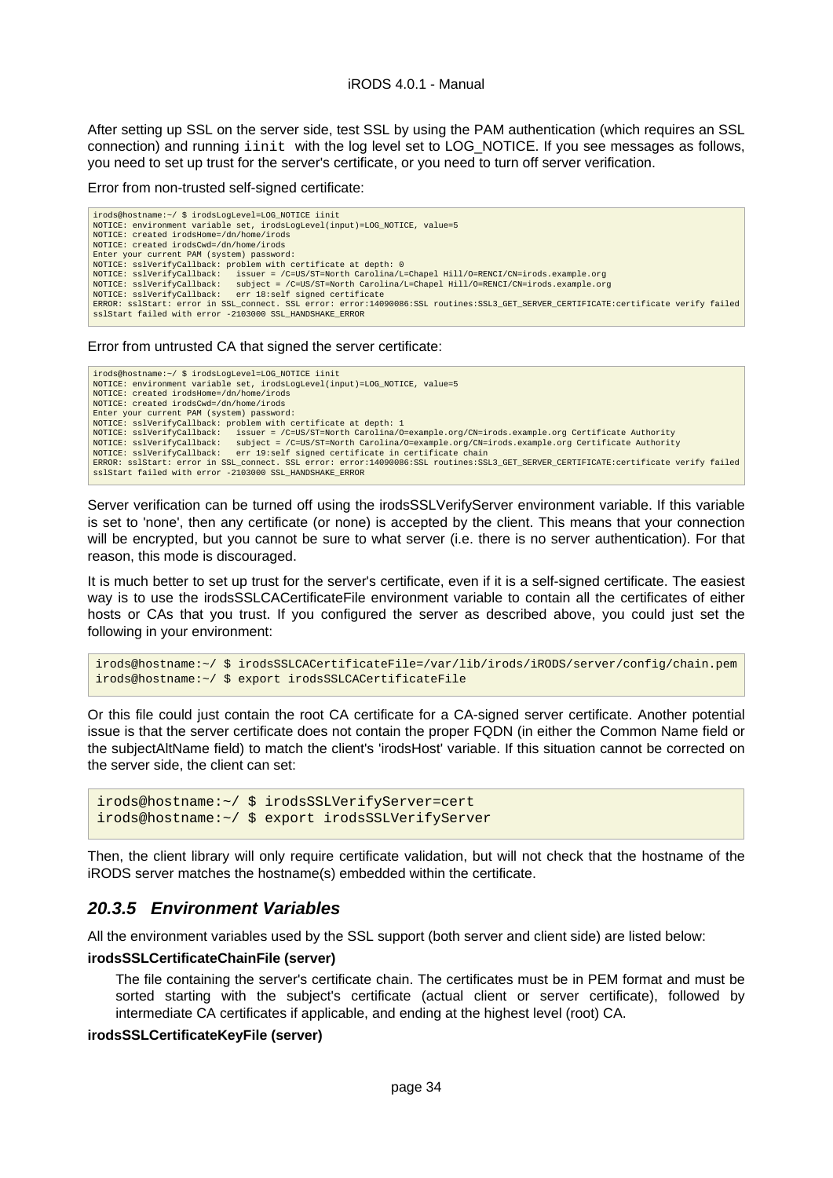After setting up SSL on the server side, test SSL by using the PAM authentication (which requires an SSL connection) and running `iinit` with the log level set to LOG_NOTICE. If you see messages as follows, you need to set up trust for the server's certificate, or you need to turn off server verification.

Error from non-trusted self-signed certificate:

```
irods@hostname:~/ $ irodsLogLevel=LOG_NOTICE iinit
NOTICE: environment variable set, irodsLogLevel(input)=LOG_NOTICE, value=5
NOTICE: created irodsHome=/dn/home/irods
NOTICE: created irodsCwd=/dn/home/irods
Enter your current PAM (system) password:
NOTICE: sslVerifyCallback: problem with certificate at depth: 0
NOTICE: sslVerifyCallback:   issuer = /C=US/ST=North Carolina/L=Chapel Hill/O=RENCI/CN=irods.example.org
NOTICE: sslVerifyCallback:   subject = /C=US/ST=North Carolina/L=Chapel Hill/O=RENCI/CN=irods.example.org
NOTICE: sslVerifyCallback:   err 18:self signed certificate
ERROR: sslStart: error in SSL_connect. SSL error: error:14090086:SSL routines:SSL3_GET_SERVER_CERTIFICATE:certificate verify failed
sslStart failed with error -2103000 SSL_HANDSHAKE_ERROR
```

Error from untrusted CA that signed the server certificate:

```
irods@hostname:~/ $ irodsLogLevel=LOG_NOTICE iinit
NOTICE: environment variable set, irodsLogLevel(input)=LOG_NOTICE, value=5
NOTICE: created irodsHome=/dn/home/irods
NOTICE: created irodsCwd=/dn/home/irods
Enter your current PAM (system) password:
NOTICE: sslVerifyCallback: problem with certificate at depth: 1
NOTICE: sslVerifyCallback:   issuer = /C=US/ST=North Carolina/O=example.org/CN=irods.example.org Certificate Authority
NOTICE: sslVerifyCallback:   subject = /C=US/ST=North Carolina/O=example.org/CN=irods.example.org Certificate Authority
NOTICE: sslVerifyCallback:   err 19:self signed certificate in certificate chain
ERROR: sslStart: error in SSL_connect. SSL error: error:14090086:SSL routines:SSL3_GET_SERVER_CERTIFICATE:certificate verify failed
sslStart failed with error -2103000 SSL_HANDSHAKE_ERROR
```

Server verification can be turned off using the irodsSSLVerifyServer environment variable. If this variable is set to 'none', then any certificate (or none) is accepted by the client. This means that your connection will be encrypted, but you cannot be sure to what server (i.e. there is no server authentication). For that reason, this mode is discouraged.

It is much better to set up trust for the server's certificate, even if it is a self-signed certificate. The easiest way is to use the irodsSSLCACertificateFile environment variable to contain all the certificates of either hosts or CAs that you trust. If you configured the server as described above, you could just set the following in your environment:

```
irods@hostname:~/ $ irodsSSLCACertificateFile=/var/lib/irods/iRODS/server/config/chain.pem
irods@hostname:~/ $ export irodsSSLCACertificateFile
```

Or this file could just contain the root CA certificate for a CA-signed server certificate. Another potential issue is that the server certificate does not contain the proper FQDN (in either the Common Name field or the subjectAltName field) to match the client's 'irodsHost' variable. If this situation cannot be corrected on the server side, the client can set:

```
irods@hostname:~/ $ irodsSSLVerifyServer=cert
irods@hostname:~/ $ export irodsSSLVerifyServer
```

Then, the client library will only require certificate validation, but will not check that the hostname of the iRODS server matches the hostname(s) embedded within the certificate.

### 20.3.5 Environment Variables

All the environment variables used by the SSL support (both server and client side) are listed below:

**irodsSSLCertificateChainFile (server)**

The file containing the server's certificate chain. The certificates must be in PEM format and must be sorted starting with the subject's certificate (actual client or server certificate), followed by intermediate CA certificates if applicable, and ending at the highest level (root) CA.

**irodsSSLCertificateKeyFile (server)**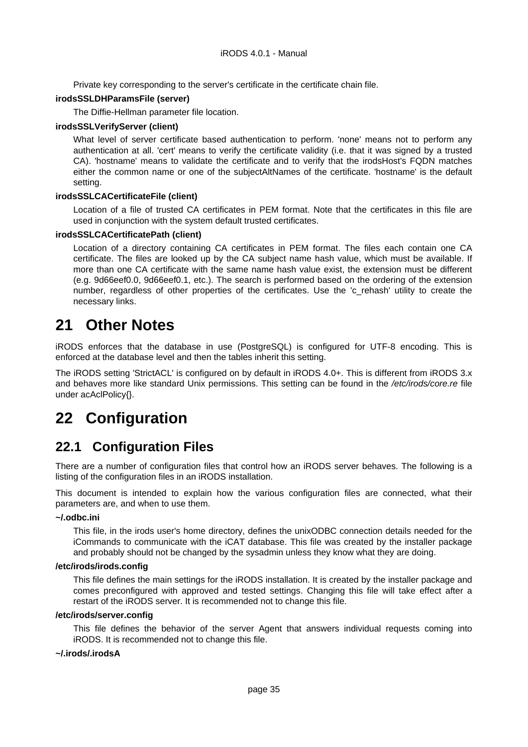Private key corresponding to the server's certificate in the certificate chain file.

**irodsSSLDHParamsFile (server)**

The Diffie-Hellman parameter file location.

**irodsSSLVerifyServer (client)**

What level of server certificate based authentication to perform. 'none' means not to perform any authentication at all. 'cert' means to verify the certificate validity (i.e. that it was signed by a trusted CA). 'hostname' means to validate the certificate and to verify that the irodsHost's FQDN matches either the common name or one of the subjectAltNames of the certificate. 'hostname' is the default setting.

**irodsSSLCACertificateFile (client)**

Location of a file of trusted CA certificates in PEM format. Note that the certificates in this file are used in conjunction with the system default trusted certificates.

**irodsSSLCACertificatePath (client)**

Location of a directory containing CA certificates in PEM format. The files each contain one CA certificate. The files are looked up by the CA subject name hash value, which must be available. If more than one CA certificate with the same name hash value exist, the extension must be different (e.g. 9d66eef0.0, 9d66eef0.1, etc.). The search is performed based on the ordering of the extension number, regardless of other properties of the certificates. Use the 'c_rehash' utility to create the necessary links.

# 21 Other Notes

iRODS enforces that the database in use (PostgreSQL) is configured for UTF-8 encoding. This is enforced at the database level and then the tables inherit this setting.

The iRODS setting 'StrictACL' is configured on by default in iRODS 4.0+. This is different from iRODS 3.x and behaves more like standard Unix permissions. This setting can be found in the */etc/irods/core.re* file under acAclPolicy{}.

# 22 Configuration

## 22.1 Configuration Files

There are a number of configuration files that control how an iRODS server behaves. The following is a listing of the configuration files in an iRODS installation.

This document is intended to explain how the various configuration files are connected, what their parameters are, and when to use them.

**~/.odbc.ini**

This file, in the irods user's home directory, defines the unixODBC connection details needed for the iCommands to communicate with the iCAT database. This file was created by the installer package and probably should not be changed by the sysadmin unless they know what they are doing.

**/etc/irods/irods.config**

This file defines the main settings for the iRODS installation. It is created by the installer package and comes preconfigured with approved and tested settings. Changing this file will take effect after a restart of the iRODS server. It is recommended not to change this file.

**/etc/irods/server.config**

This file defines the behavior of the server Agent that answers individual requests coming into iRODS. It is recommended not to change this file.

**~/.irods/.irodsA**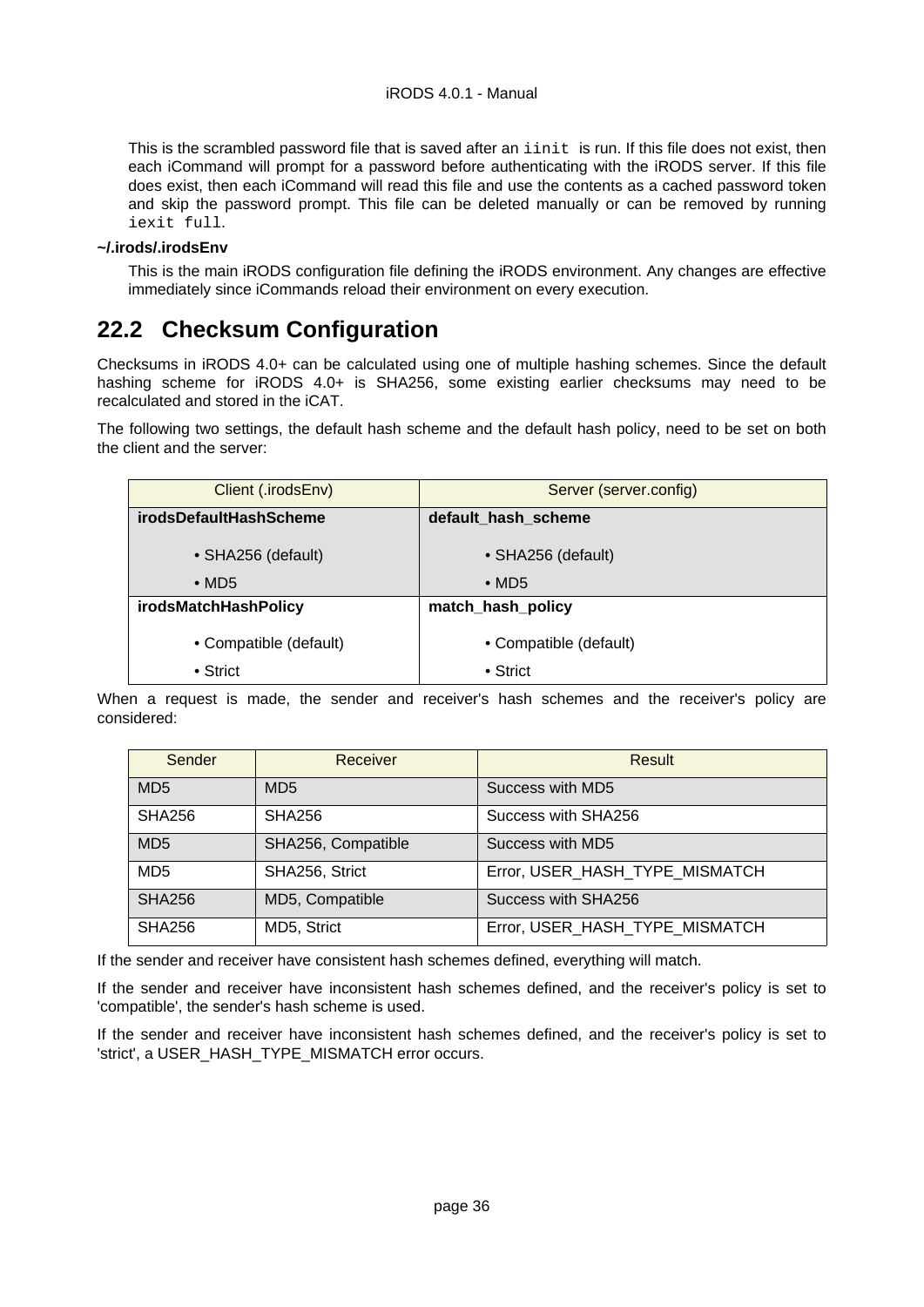This is the scrambled password file that is saved after an `iinit` is run. If this file does not exist, then each iCommand will prompt for a password before authenticating with the iRODS server. If this file does exist, then each iCommand will read this file and use the contents as a cached password token and skip the password prompt. This file can be deleted manually or can be removed by running `iexit full`.

**~/.irods/.irodsEnv**

This is the main iRODS configuration file defining the iRODS environment. Any changes are effective immediately since iCommands reload their environment on every execution.

## 22.2 Checksum Configuration

Checksums in iRODS 4.0+ can be calculated using one of multiple hashing schemes. Since the default hashing scheme for iRODS 4.0+ is SHA256, some existing earlier checksums may need to be recalculated and stored in the iCAT.

The following two settings, the default hash scheme and the default hash policy, need to be set on both the client and the server:

| Client (.irodsEnv) | Server (server.config) |
|---|---|
| **irodsDefaultHashScheme**<br>• SHA256 (default)<br>• MD5 | **default_hash_scheme**<br>• SHA256 (default)<br>• MD5 |
| **irodsMatchHashPolicy**<br>• Compatible (default)<br>• Strict | **match_hash_policy**<br>• Compatible (default)<br>• Strict |

When a request is made, the sender and receiver's hash schemes and the receiver's policy are considered:

| Sender | Receiver | Result |
|---|---|---|
| MD5 | MD5 | Success with MD5 |
| SHA256 | SHA256 | Success with SHA256 |
| MD5 | SHA256, Compatible | Success with MD5 |
| MD5 | SHA256, Strict | Error, USER_HASH_TYPE_MISMATCH |
| SHA256 | MD5, Compatible | Success with SHA256 |
| SHA256 | MD5, Strict | Error, USER_HASH_TYPE_MISMATCH |

If the sender and receiver have consistent hash schemes defined, everything will match.

If the sender and receiver have inconsistent hash schemes defined, and the receiver's policy is set to 'compatible', the sender's hash scheme is used.

If the sender and receiver have inconsistent hash schemes defined, and the receiver's policy is set to 'strict', a USER_HASH_TYPE_MISMATCH error occurs.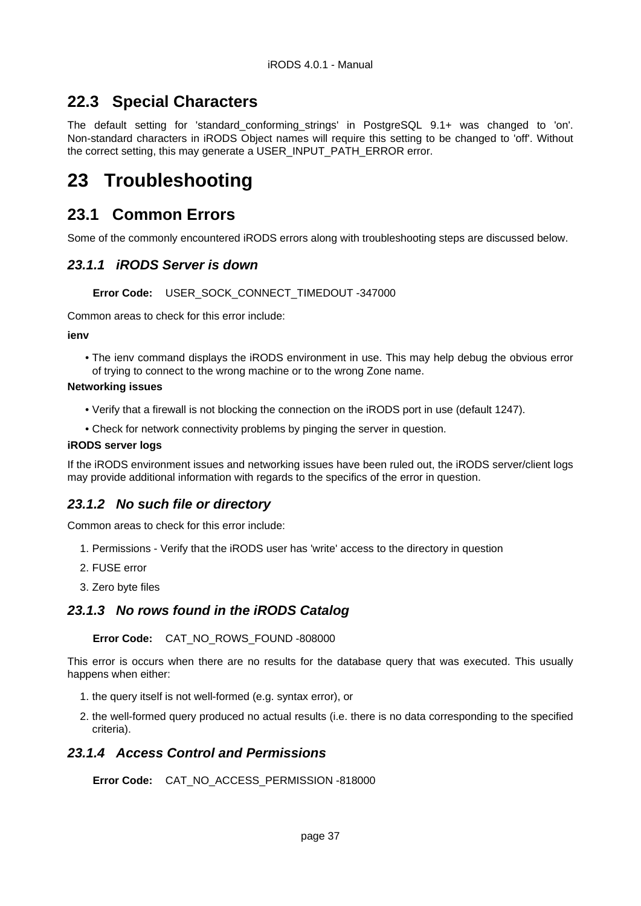## 22.3 Special Characters

The default setting for 'standard_conforming_strings' in PostgreSQL 9.1+ was changed to 'on'. Non-standard characters in iRODS Object names will require this setting to be changed to 'off'. Without the correct setting, this may generate a USER_INPUT_PATH_ERROR error.

# 23 Troubleshooting

## 23.1 Common Errors

Some of the commonly encountered iRODS errors along with troubleshooting steps are discussed below.

### *23.1.1 iRODS Server is down*

**Error Code:** USER_SOCK_CONNECT_TIMEDOUT -347000

Common areas to check for this error include:

**ienv**

- The ienv command displays the iRODS environment in use. This may help debug the obvious error of trying to connect to the wrong machine or to the wrong Zone name.

**Networking issues**

- Verify that a firewall is not blocking the connection on the iRODS port in use (default 1247).
- Check for network connectivity problems by pinging the server in question.

**iRODS server logs**

If the iRODS environment issues and networking issues have been ruled out, the iRODS server/client logs may provide additional information with regards to the specifics of the error in question.

### *23.1.2 No such file or directory*

Common areas to check for this error include:

1. Permissions - Verify that the iRODS user has 'write' access to the directory in question
2. FUSE error
3. Zero byte files

### *23.1.3 No rows found in the iRODS Catalog*

**Error Code:** CAT_NO_ROWS_FOUND -808000

This error is occurs when there are no results for the database query that was executed. This usually happens when either:

1. the query itself is not well-formed (e.g. syntax error), or
2. the well-formed query produced no actual results (i.e. there is no data corresponding to the specified criteria).

### *23.1.4 Access Control and Permissions*

**Error Code:** CAT_NO_ACCESS_PERMISSION -818000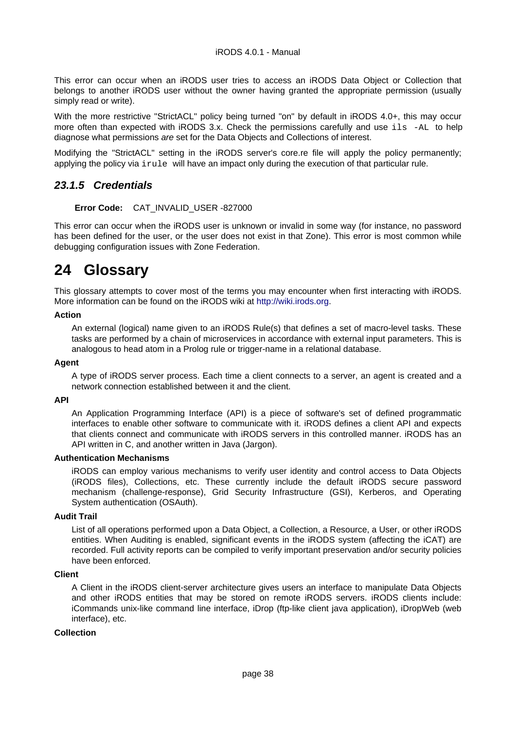This error can occur when an iRODS user tries to access an iRODS Data Object or Collection that belongs to another iRODS user without the owner having granted the appropriate permission (usually simply read or write).

With the more restrictive "StrictACL" policy being turned "on" by default in iRODS 4.0+, this may occur more often than expected with iRODS 3.x. Check the permissions carefully and use `ils -AL` to help diagnose what permissions *are* set for the Data Objects and Collections of interest.

Modifying the "StrictACL" setting in the iRODS server's core.re file will apply the policy permanently; applying the policy via `irule` will have an impact only during the execution of that particular rule.

### *23.1.5 Credentials*

**Error Code:** CAT_INVALID_USER -827000

This error can occur when the iRODS user is unknown or invalid in some way (for instance, no password has been defined for the user, or the user does not exist in that Zone). This error is most common while debugging configuration issues with Zone Federation.

# 24 Glossary

This glossary attempts to cover most of the terms you may encounter when first interacting with iRODS. More information can be found on the iRODS wiki at http://wiki.irods.org.

**Action**

An external (logical) name given to an iRODS Rule(s) that defines a set of macro-level tasks. These tasks are performed by a chain of microservices in accordance with external input parameters. This is analogous to head atom in a Prolog rule or trigger-name in a relational database.

**Agent**

A type of iRODS server process. Each time a client connects to a server, an agent is created and a network connection established between it and the client.

**API**

An Application Programming Interface (API) is a piece of software's set of defined programmatic interfaces to enable other software to communicate with it. iRODS defines a client API and expects that clients connect and communicate with iRODS servers in this controlled manner. iRODS has an API written in C, and another written in Java (Jargon).

**Authentication Mechanisms**

iRODS can employ various mechanisms to verify user identity and control access to Data Objects (iRODS files), Collections, etc. These currently include the default iRODS secure password mechanism (challenge-response), Grid Security Infrastructure (GSI), Kerberos, and Operating System authentication (OSAuth).

**Audit Trail**

List of all operations performed upon a Data Object, a Collection, a Resource, a User, or other iRODS entities. When Auditing is enabled, significant events in the iRODS system (affecting the iCAT) are recorded. Full activity reports can be compiled to verify important preservation and/or security policies have been enforced.

**Client**

A Client in the iRODS client-server architecture gives users an interface to manipulate Data Objects and other iRODS entities that may be stored on remote iRODS servers. iRODS clients include: iCommands unix-like command line interface, iDrop (ftp-like client java application), iDropWeb (web interface), etc.

**Collection**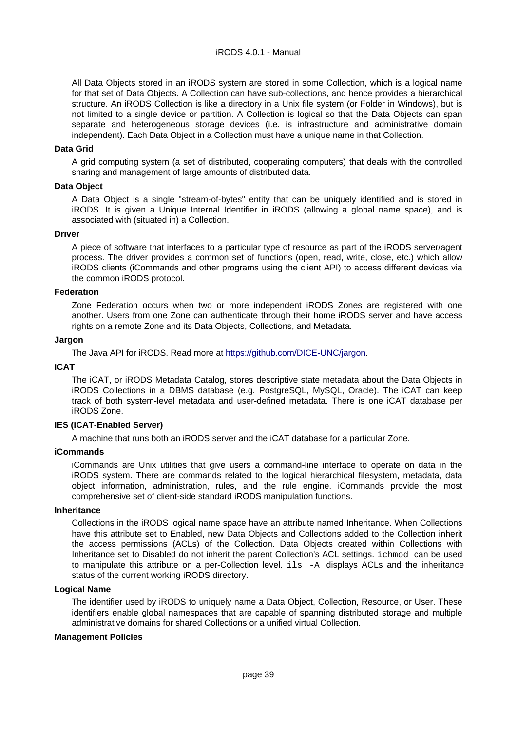All Data Objects stored in an iRODS system are stored in some Collection, which is a logical name for that set of Data Objects. A Collection can have sub-collections, and hence provides a hierarchical structure. An iRODS Collection is like a directory in a Unix file system (or Folder in Windows), but is not limited to a single device or partition. A Collection is logical so that the Data Objects can span separate and heterogeneous storage devices (i.e. is infrastructure and administrative domain independent). Each Data Object in a Collection must have a unique name in that Collection.

**Data Grid**

A grid computing system (a set of distributed, cooperating computers) that deals with the controlled sharing and management of large amounts of distributed data.

**Data Object**

A Data Object is a single "stream-of-bytes" entity that can be uniquely identified and is stored in iRODS. It is given a Unique Internal Identifier in iRODS (allowing a global name space), and is associated with (situated in) a Collection.

**Driver**

A piece of software that interfaces to a particular type of resource as part of the iRODS server/agent process. The driver provides a common set of functions (open, read, write, close, etc.) which allow iRODS clients (iCommands and other programs using the client API) to access different devices via the common iRODS protocol.

**Federation**

Zone Federation occurs when two or more independent iRODS Zones are registered with one another. Users from one Zone can authenticate through their home iRODS server and have access rights on a remote Zone and its Data Objects, Collections, and Metadata.

**Jargon**

The Java API for iRODS. Read more at https://github.com/DICE-UNC/jargon.

**iCAT**

The iCAT, or iRODS Metadata Catalog, stores descriptive state metadata about the Data Objects in iRODS Collections in a DBMS database (e.g. PostgreSQL, MySQL, Oracle). The iCAT can keep track of both system-level metadata and user-defined metadata. There is one iCAT database per iRODS Zone.

**IES (iCAT-Enabled Server)**

A machine that runs both an iRODS server and the iCAT database for a particular Zone.

**iCommands**

iCommands are Unix utilities that give users a command-line interface to operate on data in the iRODS system. There are commands related to the logical hierarchical filesystem, metadata, data object information, administration, rules, and the rule engine. iCommands provide the most comprehensive set of client-side standard iRODS manipulation functions.

**Inheritance**

Collections in the iRODS logical name space have an attribute named Inheritance. When Collections have this attribute set to Enabled, new Data Objects and Collections added to the Collection inherit the access permissions (ACLs) of the Collection. Data Objects created within Collections with Inheritance set to Disabled do not inherit the parent Collection's ACL settings. `ichmod` can be used to manipulate this attribute on a per-Collection level. `ils -A` displays ACLs and the inheritance status of the current working iRODS directory.

**Logical Name**

The identifier used by iRODS to uniquely name a Data Object, Collection, Resource, or User. These identifiers enable global namespaces that are capable of spanning distributed storage and multiple administrative domains for shared Collections or a unified virtual Collection.

**Management Policies**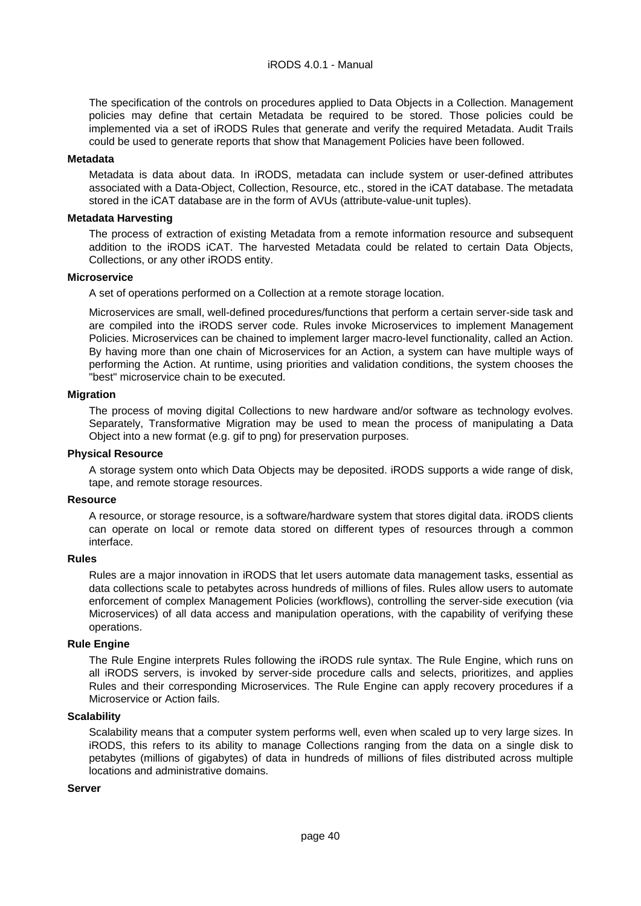The specification of the controls on procedures applied to Data Objects in a Collection. Management policies may define that certain Metadata be required to be stored. Those policies could be implemented via a set of iRODS Rules that generate and verify the required Metadata. Audit Trails could be used to generate reports that show that Management Policies have been followed.

**Metadata**

Metadata is data about data. In iRODS, metadata can include system or user-defined attributes associated with a Data-Object, Collection, Resource, etc., stored in the iCAT database. The metadata stored in the iCAT database are in the form of AVUs (attribute-value-unit tuples).

**Metadata Harvesting**

The process of extraction of existing Metadata from a remote information resource and subsequent addition to the iRODS iCAT. The harvested Metadata could be related to certain Data Objects, Collections, or any other iRODS entity.

**Microservice**

A set of operations performed on a Collection at a remote storage location.

Microservices are small, well-defined procedures/functions that perform a certain server-side task and are compiled into the iRODS server code. Rules invoke Microservices to implement Management Policies. Microservices can be chained to implement larger macro-level functionality, called an Action. By having more than one chain of Microservices for an Action, a system can have multiple ways of performing the Action. At runtime, using priorities and validation conditions, the system chooses the "best" microservice chain to be executed.

**Migration**

The process of moving digital Collections to new hardware and/or software as technology evolves. Separately, Transformative Migration may be used to mean the process of manipulating a Data Object into a new format (e.g. gif to png) for preservation purposes.

**Physical Resource**

A storage system onto which Data Objects may be deposited. iRODS supports a wide range of disk, tape, and remote storage resources.

**Resource**

A resource, or storage resource, is a software/hardware system that stores digital data. iRODS clients can operate on local or remote data stored on different types of resources through a common interface.

**Rules**

Rules are a major innovation in iRODS that let users automate data management tasks, essential as data collections scale to petabytes across hundreds of millions of files. Rules allow users to automate enforcement of complex Management Policies (workflows), controlling the server-side execution (via Microservices) of all data access and manipulation operations, with the capability of verifying these operations.

**Rule Engine**

The Rule Engine interprets Rules following the iRODS rule syntax. The Rule Engine, which runs on all iRODS servers, is invoked by server-side procedure calls and selects, prioritizes, and applies Rules and their corresponding Microservices. The Rule Engine can apply recovery procedures if a Microservice or Action fails.

**Scalability**

Scalability means that a computer system performs well, even when scaled up to very large sizes. In iRODS, this refers to its ability to manage Collections ranging from the data on a single disk to petabytes (millions of gigabytes) of data in hundreds of millions of files distributed across multiple locations and administrative domains.

**Server**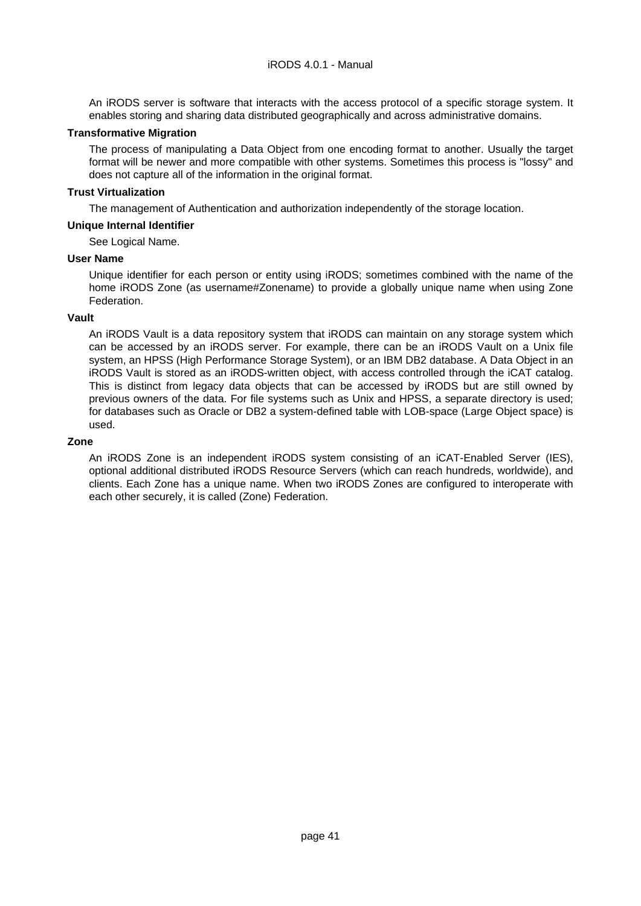An iRODS server is software that interacts with the access protocol of a specific storage system. It enables storing and sharing data distributed geographically and across administrative domains.

**Transformative Migration**

The process of manipulating a Data Object from one encoding format to another. Usually the target format will be newer and more compatible with other systems. Sometimes this process is "lossy" and does not capture all of the information in the original format.

**Trust Virtualization**

The management of Authentication and authorization independently of the storage location.

**Unique Internal Identifier**

See Logical Name.

**User Name**

Unique identifier for each person or entity using iRODS; sometimes combined with the name of the home iRODS Zone (as username#Zonename) to provide a globally unique name when using Zone Federation.

**Vault**

An iRODS Vault is a data repository system that iRODS can maintain on any storage system which can be accessed by an iRODS server. For example, there can be an iRODS Vault on a Unix file system, an HPSS (High Performance Storage System), or an IBM DB2 database. A Data Object in an iRODS Vault is stored as an iRODS-written object, with access controlled through the iCAT catalog. This is distinct from legacy data objects that can be accessed by iRODS but are still owned by previous owners of the data. For file systems such as Unix and HPSS, a separate directory is used; for databases such as Oracle or DB2 a system-defined table with LOB-space (Large Object space) is used.

**Zone**

An iRODS Zone is an independent iRODS system consisting of an iCAT-Enabled Server (IES), optional additional distributed iRODS Resource Servers (which can reach hundreds, worldwide), and clients. Each Zone has a unique name. When two iRODS Zones are configured to interoperate with each other securely, it is called (Zone) Federation.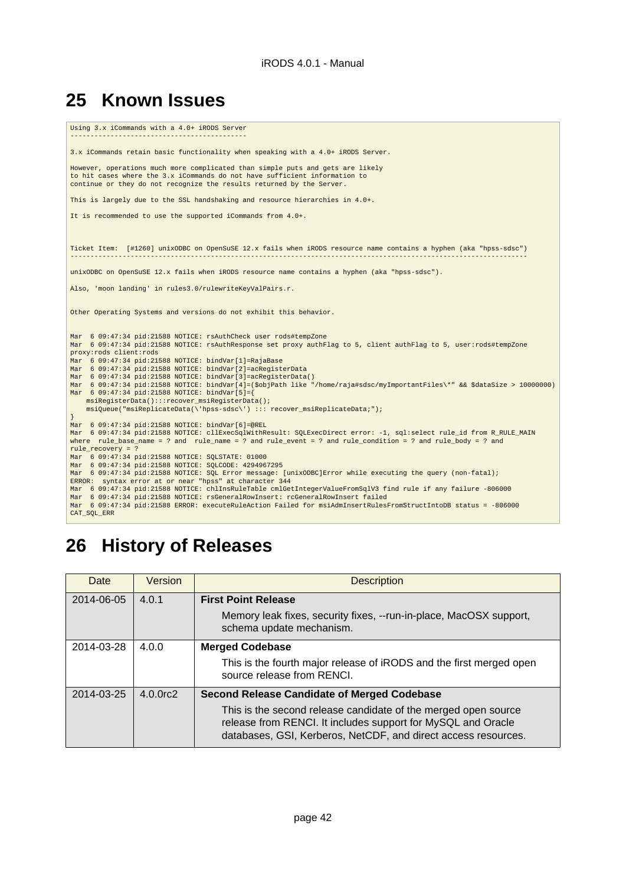# 25 Known Issues

```
Using 3.x iCommands with a 4.0+ iRODS Server
--------------------------------------------

3.x iCommands retain basic functionality when speaking with a 4.0+ iRODS Server.

However, operations much more complicated than simple puts and gets are likely
to hit cases where the 3.x iCommands do not have sufficient information to
continue or they do not recognize the results returned by the Server.

This is largely due to the SSL handshaking and resource hierarchies in 4.0+.

It is recommended to use the supported iCommands from 4.0+.



Ticket Item:  [#1260] unixODBC on OpenSuSE 12.x fails when iRODS resource name contains a hyphen (aka "hpss-sdsc")
------------------------------------------------------------------------------------------------------------------

unixODBC on OpenSuSE 12.x fails when iRODS resource name contains a hyphen (aka "hpss-sdsc").

Also, 'moon landing' in rules3.0/rulewriteKeyValPairs.r.


Other Operating Systems and versions do not exhibit this behavior.


Mar  6 09:47:34 pid:21588 NOTICE: rsAuthCheck user rods#tempZone
Mar  6 09:47:34 pid:21588 NOTICE: rsAuthResponse set proxy authFlag to 5, client authFlag to 5, user:rods#tempZone
proxy:rods client:rods
Mar  6 09:47:34 pid:21588 NOTICE: bindVar[1]=RajaBase
Mar  6 09:47:34 pid:21588 NOTICE: bindVar[2]=acRegisterData
Mar  6 09:47:34 pid:21588 NOTICE: bindVar[3]=acRegisterData()
Mar  6 09:47:34 pid:21588 NOTICE: bindVar[4]=($objPath like "/home/raja#sdsc/myImportantFiles\*" && $dataSize > 10000000)
Mar  6 09:47:34 pid:21588 NOTICE: bindVar[5]={
    msiRegisterData():::recover_msiRegisterData();
    msiQueue("msiReplicateData(\'hpss-sdsc\') ::: recover_msiReplicateData;");
}
Mar  6 09:47:34 pid:21588 NOTICE: bindVar[6]=@REL
Mar  6 09:47:34 pid:21588 NOTICE: cllExecSqlWithResult: SQLExecDirect error: -1, sql:select rule_id from R_RULE_MAIN
where  rule_base_name = ? and  rule_name = ? and rule_event = ? and rule_condition = ? and rule_body = ? and
rule_recovery = ?
Mar  6 09:47:34 pid:21588 NOTICE: SQLSTATE: 01000
Mar  6 09:47:34 pid:21588 NOTICE: SQLCODE: 4294967295
Mar  6 09:47:34 pid:21588 NOTICE: SQL Error message: [unixODBC]Error while executing the query (non-fatal);
ERROR:  syntax error at or near "hpss" at character 344
Mar  6 09:47:34 pid:21588 NOTICE: chlInsRuleTable cmlGetIntegerValueFromSqlV3 find rule if any failure -806000
Mar  6 09:47:34 pid:21588 NOTICE: rsGeneralRowInsert: rcGeneralRowInsert failed
Mar  6 09:47:34 pid:21588 ERROR: executeRuleAction Failed for msiAdmInsertRulesFromStructIntoDB status = -806000
CAT_SQL_ERR
```

# 26 History of Releases

| Date | Version | Description |
|---|---|---|
| 2014-06-05 | 4.0.1 | **First Point Release**<br>Memory leak fixes, security fixes, --run-in-place, MacOSX support, schema update mechanism. |
| 2014-03-28 | 4.0.0 | **Merged Codebase**<br>This is the fourth major release of iRODS and the first merged open source release from RENCI. |
| 2014-03-25 | 4.0.0rc2 | **Second Release Candidate of Merged Codebase**<br>This is the second release candidate of the merged open source release from RENCI. It includes support for MySQL and Oracle databases, GSI, Kerberos, NetCDF, and direct access resources. |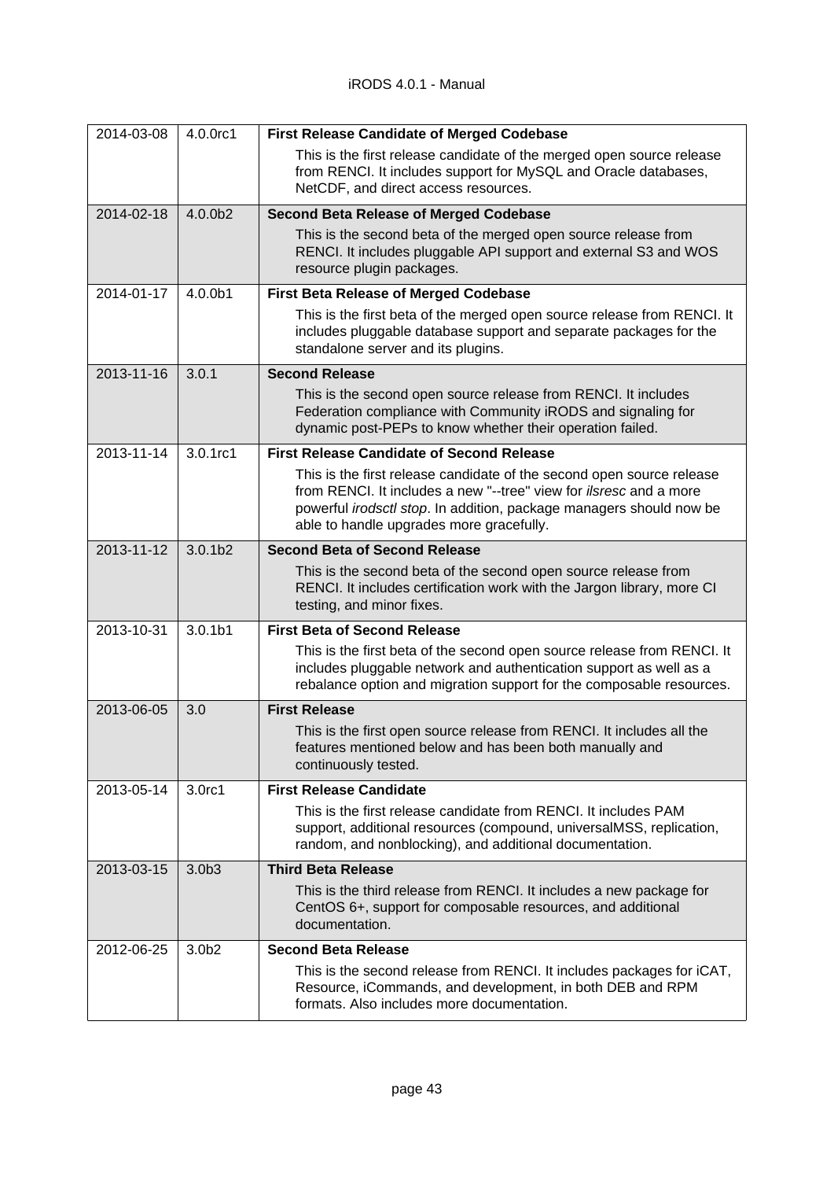| | | |
|---|---|---|
| 2014-03-08 | 4.0.0rc1 | **First Release Candidate of Merged Codebase**<br>This is the first release candidate of the merged open source release from RENCI. It includes support for MySQL and Oracle databases, NetCDF, and direct access resources. |
| 2014-02-18 | 4.0.0b2 | **Second Beta Release of Merged Codebase**<br>This is the second beta of the merged open source release from RENCI. It includes pluggable API support and external S3 and WOS resource plugin packages. |
| 2014-01-17 | 4.0.0b1 | **First Beta Release of Merged Codebase**<br>This is the first beta of the merged open source release from RENCI. It includes pluggable database support and separate packages for the standalone server and its plugins. |
| 2013-11-16 | 3.0.1 | **Second Release**<br>This is the second open source release from RENCI. It includes Federation compliance with Community iRODS and signaling for dynamic post-PEPs to know whether their operation failed. |
| 2013-11-14 | 3.0.1rc1 | **First Release Candidate of Second Release**<br>This is the first release candidate of the second open source release from RENCI. It includes a new "--tree" view for *ilsresc* and a more powerful *irodsctl stop*. In addition, package managers should now be able to handle upgrades more gracefully. |
| 2013-11-12 | 3.0.1b2 | **Second Beta of Second Release**<br>This is the second beta of the second open source release from RENCI. It includes certification work with the Jargon library, more CI testing, and minor fixes. |
| 2013-10-31 | 3.0.1b1 | **First Beta of Second Release**<br>This is the first beta of the second open source release from RENCI. It includes pluggable network and authentication support as well as a rebalance option and migration support for the composable resources. |
| 2013-06-05 | 3.0 | **First Release**<br>This is the first open source release from RENCI. It includes all the features mentioned below and has been both manually and continuously tested. |
| 2013-05-14 | 3.0rc1 | **First Release Candidate**<br>This is the first release candidate from RENCI. It includes PAM support, additional resources (compound, universalMSS, replication, random, and nonblocking), and additional documentation. |
| 2013-03-15 | 3.0b3 | **Third Beta Release**<br>This is the third release from RENCI. It includes a new package for CentOS 6+, support for composable resources, and additional documentation. |
| 2012-06-25 | 3.0b2 | **Second Beta Release**<br>This is the second release from RENCI. It includes packages for iCAT, Resource, iCommands, and development, in both DEB and RPM formats. Also includes more documentation. |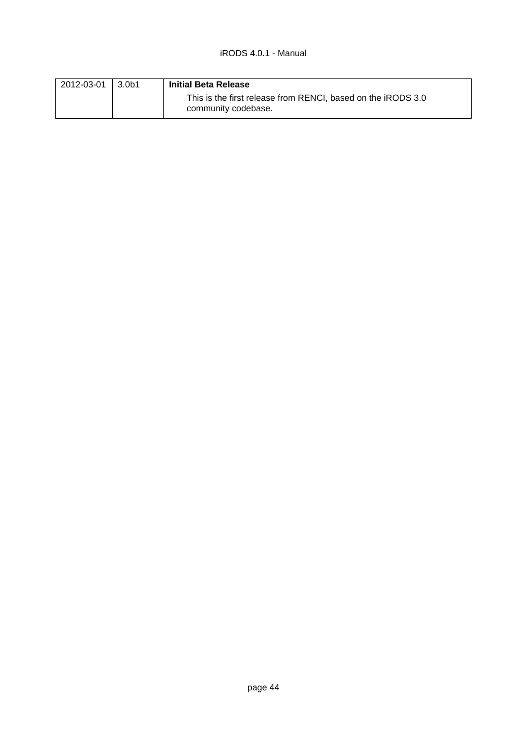| | | |
|---|---|---|
| 2012-03-01 | 3.0b1 | **Initial Beta Release**<br>This is the first release from RENCI, based on the iRODS 3.0 community codebase. |